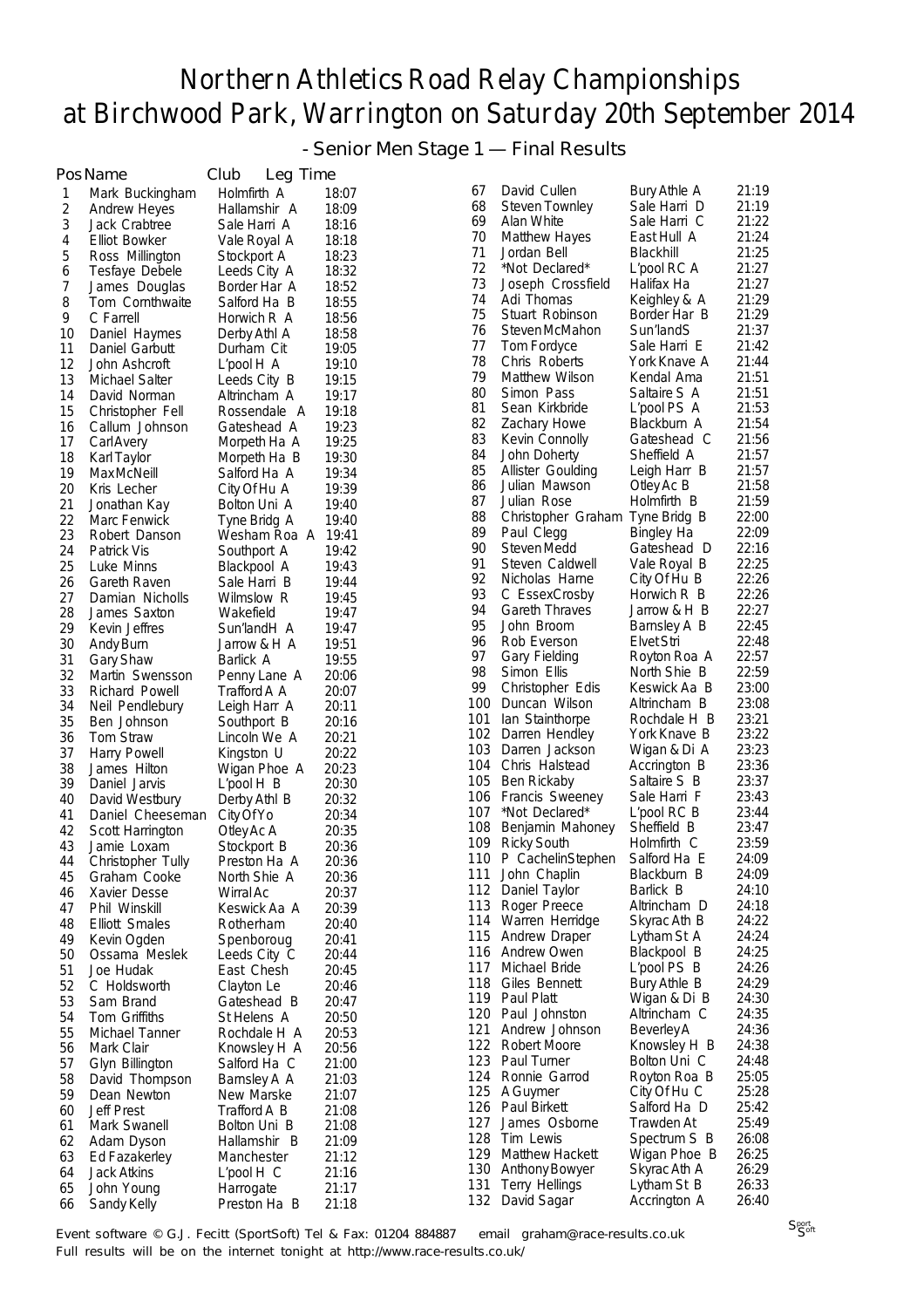# Northern Athletics Road Relay Championships at Birchwood Park, Warrington on Saturday 20th September 2014

## - Senior Men Stage 1 — Final Results

| Pos | Name | Club | Leg Time |
|---|---|---|---|
| 1 | Mark Buckingham | Holmfirth A | 18:07 |
| 2 | Andrew Heyes | Hallamshir A | 18:09 |
| 3 | Jack Crabtree | Sale Harri A | 18:16 |
| 4 | Elliot Bowker | Vale Royal A | 18:18 |
| 5 | Ross Millington | Stockport A | 18:23 |
| 6 | Tesfaye Debele | Leeds City A | 18:32 |
| 7 | James Douglas | Border Har A | 18:52 |
| 8 | Tom Cornthwaite | Salford Ha B | 18:55 |
| 9 | C Farrell | Horwich R A | 18:56 |
| 10 | Daniel Haymes | Derby Athl A | 18:58 |
| 11 | Daniel Garbutt | Durham Cit | 19:05 |
| 12 | John Ashcroft | L'pool H A | 19:10 |
| 13 | Michael Salter | Leeds City B | 19:15 |
| 14 | David Norman | Altrincham A | 19:17 |
| 15 | Christopher Fell | Rossendale A | 19:18 |
| 16 | Callum Johnson | Gateshead A | 19:23 |
| 17 | Carl Avery | Morpeth Ha A | 19:25 |
| 18 | Karl Taylor | Morpeth Ha B | 19:30 |
| 19 | Max McNeill | Salford Ha A | 19:34 |
| 20 | Kris Lecher | City Of Hu A | 19:39 |
| 21 | Jonathan Kay | Bolton Uni A | 19:40 |
| 22 | Marc Fenwick | Tyne Bridg A | 19:40 |
| 23 | Robert Danson | Wesham Roa A | 19:41 |
| 24 | Patrick Vis | Southport A | 19:42 |
| 25 | Luke Minns | Blackpool A | 19:43 |
| 26 | Gareth Raven | Sale Harri B | 19:44 |
| 27 | Damian Nicholls | Wilmslow R | 19:45 |
| 28 | James Saxton | Wakefield | 19:47 |
| 29 | Kevin Jeffres | Sun'landH A | 19:47 |
| 30 | Andy Burn | Jarrow & H A | 19:51 |
| 31 | Gary Shaw | Barlick A | 19:55 |
| 32 | Martin Swensson | Penny Lane A | 20:06 |
| 33 | Richard Powell | Trafford A A | 20:07 |
| 34 | Neil Pendlebury | Leigh Harr A | 20:11 |
| 35 | Ben Johnson | Southport B | 20:16 |
| 36 | Tom Straw | Lincoln We A | 20:21 |
| 37 | Harry Powell | Kingston U | 20:22 |
| 38 | James Hilton | Wigan Phoe A | 20:23 |
| 39 | Daniel Jarvis | L'pool H B | 20:30 |
| 40 | David Westbury | Derby Athl B | 20:32 |
| 41 | Daniel Cheeseman | City Of Yo | 20:34 |
| 42 | Scott Harrington | Otley Ac A | 20:35 |
| 43 | Jamie Loxam | Stockport B | 20:36 |
| 44 | Christopher Tully | Preston Ha A | 20:36 |
| 45 | Graham Cooke | North Shie A | 20:36 |
| 46 | Xavier Desse | Wirral Ac | 20:37 |
| 47 | Phil Winskill | Keswick Aa A | 20:39 |
| 48 | Elliott Smales | Rotherham | 20:40 |
| 49 | Kevin Ogden | Spenboroug | 20:41 |
| 50 | Ossama Meslek | Leeds City C | 20:44 |
| 51 | Joe Hudak | East Chesh | 20:45 |
| 52 | C Holdsworth | Clayton Le | 20:46 |
| 53 | Sam Brand | Gateshead B | 20:47 |
| 54 | Tom Griffiths | St Helens A | 20:50 |
| 55 | Michael Tanner | Rochdale H A | 20:53 |
| 56 | Mark Clair | Knowsley H A | 20:56 |
| 57 | Glyn Billington | Salford Ha C | 21:00 |
| 58 | David Thompson | Barnsley A A | 21:03 |
| 59 | Dean Newton | New Marske | 21:07 |
| 60 | Jeff Prest | Trafford A B | 21:08 |
| 61 | Mark Swanell | Bolton Uni B | 21:08 |
| 62 | Adam Dyson | Hallamshir B | 21:09 |
| 63 | Ed Fazakerley | Manchester | 21:12 |
| 64 | Jack Atkins | L'pool H C | 21:16 |
| 65 | John Young | Harrogate | 21:17 |
| 66 | Sandy Kelly | Preston Ha B | 21:18 |
| 67 | David Cullen | Bury Athle A | 21:19 |
| 68 | Steven Townley | Sale Harri D | 21:19 |
| 69 | Alan White | Sale Harri C | 21:22 |
| 70 | Matthew Hayes | East Hull A | 21:24 |
| 71 | Jordan Bell | Blackhill | 21:25 |
| 72 | *Not Declared* | L'pool RC A | 21:27 |
| 73 | Joseph Crossfield | Halifax Ha | 21:27 |
| 74 | Adi Thomas | Keighley & A | 21:29 |
| 75 | Stuart Robinson | Border Har B | 21:29 |
| 76 | Steven McMahon | Sun'landS | 21:37 |
| 77 | Tom Fordyce | Sale Harri E | 21:42 |
| 78 | Chris Roberts | York Knave A | 21:44 |
| 79 | Matthew Wilson | Kendal Ama | 21:51 |
| 80 | Simon Pass | Saltaire S A | 21:51 |
| 81 | Sean Kirkbride | L'pool PS A | 21:53 |
| 82 | Zachary Howe | Blackburn A | 21:54 |
| 83 | Kevin Connolly | Gateshead C | 21:56 |
| 84 | John Doherty | Sheffield A | 21:57 |
| 85 | Allister Goulding | Leigh Harr B | 21:57 |
| 86 | Julian Mawson | Otley Ac B | 21:58 |
| 87 | Julian Rose | Holmfirth B | 21:59 |
| 88 | Christopher Graham | Tyne Bridg B | 22:00 |
| 89 | Paul Clegg | Bingley Ha | 22:09 |
| 90 | Steven Medd | Gateshead D | 22:16 |
| 91 | Steven Caldwell | Vale Royal B | 22:25 |
| 92 | Nicholas Harne | City Of Hu B | 22:26 |
| 93 | C EssexCrosby | Horwich R B | 22:26 |
| 94 | Gareth Thraves | Jarrow & H B | 22:27 |
| 95 | John Broom | Barnsley A B | 22:45 |
| 96 | Rob Everson | Elvet Stri | 22:48 |
| 97 | Gary Fielding | Royton Roa A | 22:57 |
| 98 | Simon Ellis | North Shie B | 22:59 |
| 99 | Christopher Edis | Keswick Aa B | 23:00 |
| 100 | Duncan Wilson | Altrincham B | 23:08 |
| 101 | Ian Stainthorpe | Rochdale H B | 23:21 |
| 102 | Darren Hendley | York Knave B | 23:22 |
| 103 | Darren Jackson | Wigan & Di A | 23:23 |
| 104 | Chris Halstead | Accrington B | 23:36 |
| 105 | Ben Rickaby | Saltaire S B | 23:37 |
| 106 | Francis Sweeney | Sale Harri F | 23:43 |
| 107 | *Not Declared* | L'pool RC B | 23:44 |
| 108 | Benjamin Mahoney | Sheffield B | 23:47 |
| 109 | Ricky South | Holmfirth C | 23:59 |
| 110 | P CachelinStephen | Salford Ha E | 24:09 |
| 111 | John Chaplin | Blackburn B | 24:09 |
| 112 | Daniel Taylor | Barlick B | 24:10 |
| 113 | Roger Preece | Altrincham D | 24:18 |
| 114 | Warren Herridge | Skyrac Ath B | 24:22 |
| 115 | Andrew Draper | Lytham St A | 24:24 |
| 116 | Andrew Owen | Blackpool B | 24:25 |
| 117 | Michael Bride | L'pool PS B | 24:26 |
| 118 | Giles Bennett | Bury Athle B | 24:29 |
| 119 | Paul Platt | Wigan & Di B | 24:30 |
| 120 | Paul Johnston | Altrincham C | 24:35 |
| 121 | Andrew Johnson | Beverley A | 24:36 |
| 122 | Robert Moore | Knowsley H B | 24:38 |
| 123 | Paul Turner | Bolton Uni C | 24:48 |
| 124 | Ronnie Garrod | Royton Roa B | 25:05 |
| 125 | A Guymer | City Of Hu C | 25:28 |
| 126 | Paul Birkett | Salford Ha D | 25:42 |
| 127 | James Osborne | Trawden At | 25:49 |
| 128 | Tim Lewis | Spectrum S B | 26:08 |
| 129 | Matthew Hackett | Wigan Phoe B | 26:25 |
| 130 | Anthony Bowyer | Skyrac Ath A | 26:29 |
| 131 | Terry Hellings | Lytham St B | 26:33 |
| 132 | David Sagar | Accrington A | 26:40 |

Event software © G.J. Fecitt (SportSoft) Tel & Fax: 01204 884887 email graham@race-results.co.uk
Full results will be on the internet tonight at http://www.race-results.co.uk/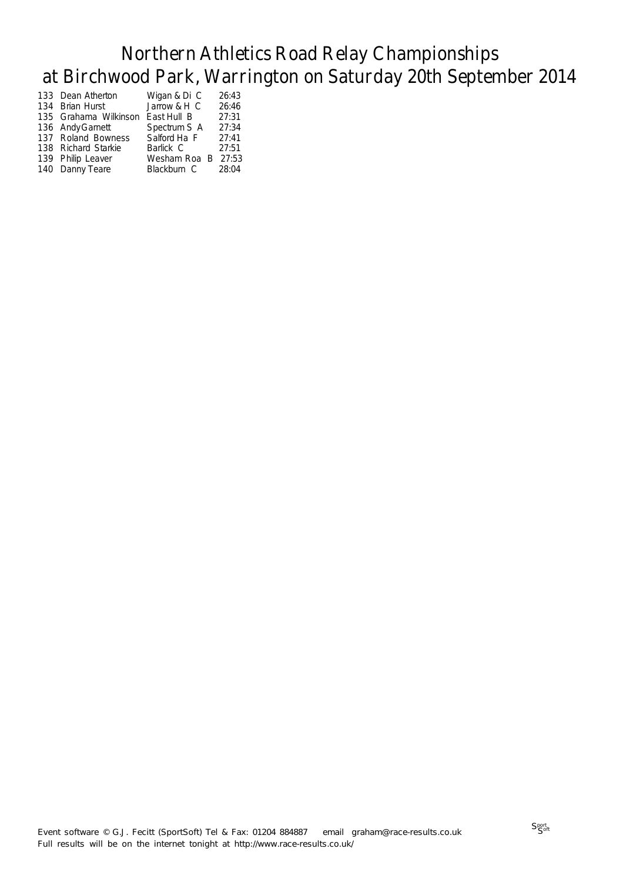# Northern Athletics Road Relay Championships at Birchwood Park, Warrington on Saturday 20th September 2014

| | | | |
|---|---|---|---|
| 133 | Dean Atherton | Wigan & Di C | 26:43 |
| 134 | Brian Hurst | Jarrow & H C | 26:46 |
| 135 | Grahama Wilkinson | East Hull B | 27:31 |
| 136 | Andy Garnett | Spectrum S A | 27:34 |
| 137 | Roland Bowness | Salford Ha F | 27:41 |
| 138 | Richard Starkie | Barlick C | 27:51 |
| 139 | Philip Leaver | Wesham Roa B | 27:53 |
| 140 | Danny Teare | Blackburn C | 28:04 |

Event software © G.J. Fecitt (SportSoft) Tel & Fax: 01204 884887 email graham@race-results.co.uk
Full results will be on the internet tonight at http://www.race-results.co.uk/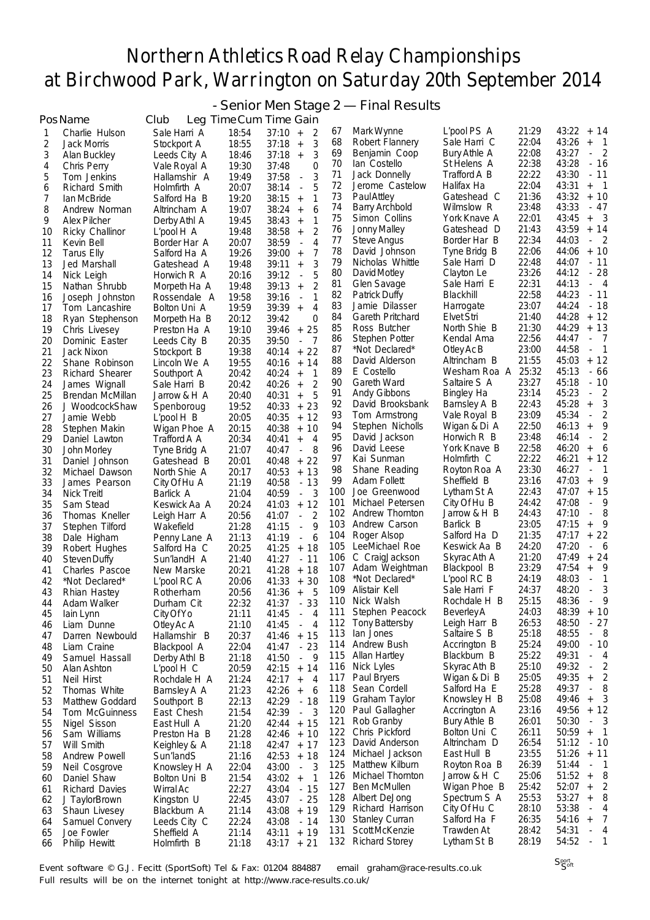# Northern Athletics Road Relay Championships at Birchwood Park, Warrington on Saturday 20th September 2014

## - Senior Men Stage 2 — Final Results

| Pos | Name | Club | Leg Time | Cum Time | Gain |
|---|---|---|---|---|---|
| 1 | Charlie Hulson | Sale Harri A | 18:54 | 37:10 | + 2 |
| 2 | Jack Morris | Stockport A | 18:55 | 37:18 | + 3 |
| 3 | Alan Buckley | Leeds City A | 18:46 | 37:18 | + 3 |
| 4 | Chris Perry | Vale Royal A | 19:30 | 37:48 | 0 |
| 5 | Tom Jenkins | Hallamshir A | 19:49 | 37:58 | - 3 |
| 6 | Richard Smith | Holmfirth A | 20:07 | 38:14 | - 5 |
| 7 | Ian McBride | Salford Ha B | 19:20 | 38:15 | + 1 |
| 8 | Andrew Norman | Altrincham A | 19:07 | 38:24 | + 6 |
| 9 | Alex Pilcher | Derby Athl A | 19:45 | 38:43 | + 1 |
| 10 | Ricky Challinor | L'pool H A | 19:48 | 38:58 | + 2 |
| 11 | Kevin Bell | Border Har A | 20:07 | 38:59 | - 4 |
| 12 | Tarus Elly | Salford Ha A | 19:26 | 39:00 | + 7 |
| 13 | Jed Marshall | Gateshead A | 19:48 | 39:11 | + 3 |
| 14 | Nick Leigh | Horwich R A | 20:16 | 39:12 | - 5 |
| 15 | Nathan Shrubb | Morpeth Ha A | 19:48 | 39:13 | + 2 |
| 16 | Joseph Johnston | Rossendale A | 19:58 | 39:16 | - 1 |
| 17 | Tom Lancashire | Bolton Uni A | 19:59 | 39:39 | + 4 |
| 18 | Ryan Stephenson | Morpeth Ha B | 20:12 | 39:42 | 0 |
| 19 | Chris Livesey | Preston Ha A | 19:10 | 39:46 | + 25 |
| 20 | Dominic Easter | Leeds City B | 20:35 | 39:50 | - 7 |
| 21 | Jack Nixon | Stockport B | 19:38 | 40:14 | + 22 |
| 22 | Shane Robinson | Lincoln We A | 19:55 | 40:16 | + 14 |
| 23 | Richard Shearer | Southport A | 20:42 | 40:24 | + 1 |
| 24 | James Wignall | Sale Harri B | 20:42 | 40:26 | + 2 |
| 25 | Brendan McMillan | Jarrow & H A | 20:40 | 40:31 | + 5 |
| 26 | J WoodcockShaw | Spenboroug | 19:52 | 40:33 | + 23 |
| 27 | Jamie Webb | L'pool H B | 20:05 | 40:35 | + 12 |
| 28 | Stephen Makin | Wigan Phoe A | 20:15 | 40:38 | + 10 |
| 29 | Daniel Lawton | Trafford A A | 20:34 | 40:41 | + 4 |
| 30 | John Morley | Tyne Bridg A | 21:07 | 40:47 | - 8 |
| 31 | Daniel Johnson | Gateshead B | 20:01 | 40:48 | + 22 |
| 32 | Michael Dawson | North Shie A | 20:17 | 40:53 | + 13 |
| 33 | James Pearson | City Of Hu A | 21:19 | 40:58 | - 13 |
| 34 | Nick Treitl | Barlick A | 21:04 | 40:59 | - 3 |
| 35 | Sam Stead | Keswick Aa A | 20:24 | 41:03 | + 12 |
| 36 | Thomas Kneller | Leigh Harr A | 20:56 | 41:07 | - 2 |
| 37 | Stephen Tilford | Wakefield | 21:28 | 41:15 | - 9 |
| 38 | Dale Higham | Penny Lane A | 21:13 | 41:19 | - 6 |
| 39 | Robert Hughes | Salford Ha C | 20:25 | 41:25 | + 18 |
| 40 | Steven Duffy | Sun'landH A | 21:40 | 41:27 | - 11 |
| 41 | Charles Pascoe | New Marske | 20:21 | 41:28 | + 18 |
| 42 | *Not Declared* | L'pool RC A | 20:06 | 41:33 | + 30 |
| 43 | Rhian Hastey | Rotherham | 20:56 | 41:36 | + 5 |
| 44 | Adam Walker | Durham Cit | 22:32 | 41:37 | - 33 |
| 45 | Iain Lynn | City Of Yo | 21:11 | 41:45 | - 4 |
| 46 | Liam Dunne | Otley Ac A | 21:10 | 41:45 | - 4 |
| 47 | Darren Newbould | Hallamshir B | 20:37 | 41:46 | + 15 |
| 48 | Liam Craine | Blackpool A | 22:04 | 41:47 | - 23 |
| 49 | Samuel Hassall | Derby Athl B | 21:18 | 41:50 | - 9 |
| 50 | Alan Ashton | L'pool H C | 20:59 | 42:15 | + 14 |
| 51 | Neil Hirst | Rochdale H A | 21:24 | 42:17 | + 4 |
| 52 | Thomas White | Barnsley A A | 21:23 | 42:26 | + 6 |
| 53 | Matthew Goddard | Southport B | 22:13 | 42:29 | - 18 |
| 54 | Tom McGuinness | East Chesh | 21:54 | 42:39 | - 3 |
| 55 | Nigel Sisson | East Hull A | 21:20 | 42:44 | + 15 |
| 56 | Sam Williams | Preston Ha B | 21:28 | 42:46 | + 10 |
| 57 | Will Smith | Keighley & A | 21:18 | 42:47 | + 17 |
| 58 | Andrew Powell | Sun'landS | 21:16 | 42:53 | + 18 |
| 59 | Neil Cosgrove | Knowsley H A | 22:04 | 43:00 | - 3 |
| 60 | Daniel Shaw | Bolton Uni B | 21:54 | 43:02 | + 1 |
| 61 | Richard Davies | Wirral Ac | 22:27 | 43:04 | - 15 |
| 62 | J TaylorBrown | Kingston U | 22:45 | 43:07 | - 25 |
| 63 | Shaun Livesey | Blackburn A | 21:14 | 43:08 | + 19 |
| 64 | Samuel Convery | Leeds City C | 22:24 | 43:08 | - 14 |
| 65 | Joe Fowler | Sheffield A | 21:14 | 43:11 | + 19 |
| 66 | Philip Hewitt | Holmfirth B | 21:18 | 43:17 | + 21 |
| 67 | Mark Wynne | L'pool PS A | 21:29 | 43:22 | + 14 |
| 68 | Robert Flannery | Sale Harri C | 22:04 | 43:26 | + 1 |
| 69 | Benjamin Coop | Bury Athle A | 22:08 | 43:27 | - 2 |
| 70 | Ian Costello | St Helens A | 22:38 | 43:28 | - 16 |
| 71 | Jack Donnelly | Trafford A B | 22:22 | 43:30 | - 11 |
| 72 | Jerome Castelow | Halifax Ha | 22:04 | 43:31 | + 1 |
| 73 | Paul Attley | Gateshead C | 21:36 | 43:32 | + 10 |
| 74 | Barry Archbold | Wilmslow R | 23:48 | 43:33 | - 47 |
| 75 | Simon Collins | York Knave A | 22:01 | 43:45 | + 3 |
| 76 | Jonny Malley | Gateshead D | 21:43 | 43:59 | + 14 |
| 77 | Steve Angus | Border Har B | 22:34 | 44:03 | - 2 |
| 78 | David Johnson | Tyne Bridg B | 22:06 | 44:06 | + 10 |
| 79 | Nicholas Whittle | Sale Harri D | 22:48 | 44:07 | - 11 |
| 80 | David Motley | Clayton Le | 23:26 | 44:12 | - 28 |
| 81 | Glen Savage | Sale Harri E | 22:31 | 44:13 | - 4 |
| 82 | Patrick Duffy | Blackhill | 22:58 | 44:23 | - 11 |
| 83 | Jamie Dilasser | Harrogate | 23:07 | 44:24 | - 18 |
| 84 | Gareth Pritchard | Elvet Stri | 21:40 | 44:28 | + 12 |
| 85 | Ross Butcher | North Shie B | 21:30 | 44:29 | + 13 |
| 86 | Stephen Potter | Kendal Ama | 22:56 | 44:47 | - 7 |
| 87 | *Not Declared* | Otley Ac B | 23:00 | 44:58 | - 1 |
| 88 | David Alderson | Altrincham B | 21:55 | 45:03 | + 12 |
| 89 | E Costello | Wesham Roa A | 25:32 | 45:13 | - 66 |
| 90 | Gareth Ward | Saltaire S A | 23:27 | 45:18 | - 10 |
| 91 | Andy Gibbons | Bingley Ha | 23:14 | 45:23 | - 2 |
| 92 | David Brooksbank | Barnsley A B | 22:43 | 45:28 | + 3 |
| 93 | Tom Armstrong | Vale Royal B | 23:09 | 45:34 | - 2 |
| 94 | Stephen Nicholls | Wigan & Di A | 22:50 | 46:13 | + 9 |
| 95 | David Jackson | Horwich R B | 23:48 | 46:14 | - 2 |
| 96 | David Leese | York Knave B | 22:58 | 46:20 | + 6 |
| 97 | Kai Sunman | Holmfirth C | 22:22 | 46:21 | + 12 |
| 98 | Shane Reading | Royton Roa A | 23:30 | 46:27 | - 1 |
| 99 | Adam Follett | Sheffield B | 23:16 | 47:03 | + 9 |
| 100 | Joe Greenwood | Lytham St A | 22:43 | 47:07 | + 15 |
| 101 | Michael Petersen | City Of Hu B | 24:42 | 47:08 | - 9 |
| 102 | Andrew Thornton | Jarrow & H B | 24:43 | 47:10 | - 8 |
| 103 | Andrew Carson | Barlick B | 23:05 | 47:15 | + 9 |
| 104 | Roger Alsop | Salford Ha D | 21:35 | 47:17 | + 22 |
| 105 | LeeMichael Roe | Keswick Aa B | 24:20 | 47:20 | - 6 |
| 106 | C CraigJackson | Skyrac Ath A | 21:20 | 47:49 | + 24 |
| 107 | Adam Weightman | Blackpool B | 23:29 | 47:54 | + 9 |
| 108 | *Not Declared* | L'pool RC B | 24:19 | 48:03 | - 1 |
| 109 | Alistair Kell | Sale Harri F | 24:37 | 48:20 | - 3 |
| 110 | Nick Walsh | Rochdale H B | 25:15 | 48:36 | - 9 |
| 111 | Stephen Peacock | Beverley A | 24:03 | 48:39 | + 10 |
| 112 | Tony Battersby | Leigh Harr B | 26:53 | 48:50 | - 27 |
| 113 | Ian Jones | Saltaire S B | 25:18 | 48:55 | - 8 |
| 114 | Andrew Bush | Accrington B | 25:24 | 49:00 | - 10 |
| 115 | Allan Hartley | Blackburn B | 25:22 | 49:31 | - 4 |
| 116 | Nick Lyles | Skyrac Ath B | 25:10 | 49:32 | - 2 |
| 117 | Paul Bryers | Wigan & Di B | 25:05 | 49:35 | + 2 |
| 118 | Sean Cordell | Salford Ha E | 25:28 | 49:37 | - 8 |
| 119 | Graham Taylor | Knowsley H B | 25:08 | 49:46 | + 3 |
| 120 | Paul Gallagher | Accrington A | 23:16 | 49:56 | + 12 |
| 121 | Rob Granby | Bury Athle B | 26:01 | 50:30 | - 3 |
| 122 | Chris Pickford | Bolton Uni C | 26:11 | 50:59 | + 1 |
| 123 | David Anderson | Altrincham D | 26:54 | 51:12 | - 10 |
| 124 | Michael Jackson | East Hull B | 23:55 | 51:26 | + 11 |
| 125 | Matthew Kilburn | Royton Roa B | 26:39 | 51:44 | - 1 |
| 126 | Michael Thornton | Jarrow & H C | 25:06 | 51:52 | + 8 |
| 127 | Ben McMullen | Wigan Phoe B | 25:42 | 52:07 | + 2 |
| 128 | Albert DeJong | Spectrum S A | 25:53 | 53:27 | + 8 |
| 129 | Richard Harrison | City Of Hu C | 28:10 | 53:38 | - 4 |
| 130 | Stanley Curran | Salford Ha F | 26:35 | 54:16 | + 7 |
| 131 | Scott McKenzie | Trawden At | 28:42 | 54:31 | - 4 |
| 132 | Richard Storey | Lytham St B | 28:19 | 54:52 | - 1 |

Event software © G.J. Fecitt (SportSoft) Tel & Fax: 01204 884887 email graham@race-results.co.uk
Full results will be on the internet tonight at http://www.race-results.co.uk/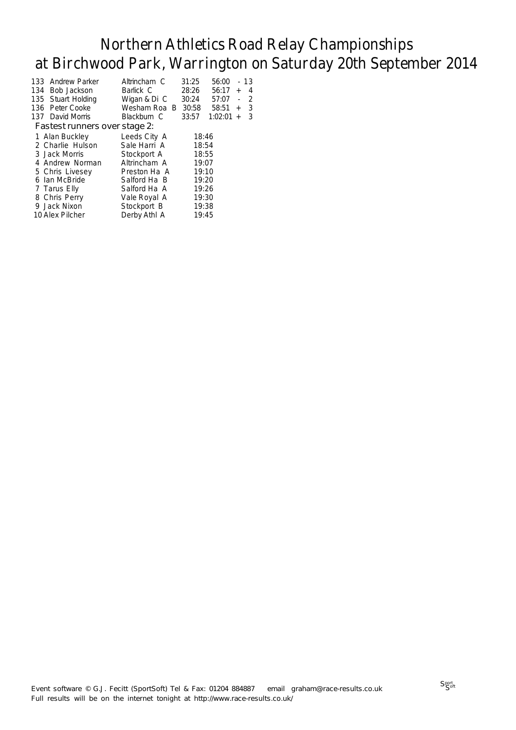# Northern Athletics Road Relay Championships
# at Birchwood Park, Warrington on Saturday 20th September 2014

| | | | | | |
|---|---|---|---|---|---|
| 133 | Andrew Parker | Altrincham C | 31:25 | 56:00 | - 13 |
| 134 | Bob Jackson | Barlick C | 28:26 | 56:17 | + 4 |
| 135 | Stuart Holding | Wigan & Di C | 30:24 | 57:07 | - 2 |
| 136 | Peter Cooke | Wesham Roa B | 30:58 | 58:51 | + 3 |
| 137 | David Morris | Blackburn C | 33:57 | 1:02:01 | + 3 |

### Fastest runners over stage 2:

| | | | |
|---|---|---|---|
| 1 | Alan Buckley | Leeds City A | 18:46 |
| 2 | Charlie Hulson | Sale Harri A | 18:54 |
| 3 | Jack Morris | Stockport A | 18:55 |
| 4 | Andrew Norman | Altrincham A | 19:07 |
| 5 | Chris Livesey | Preston Ha A | 19:10 |
| 6 | Ian McBride | Salford Ha B | 19:20 |
| 7 | Tarus Elly | Salford Ha A | 19:26 |
| 8 | Chris Perry | Vale Royal A | 19:30 |
| 9 | Jack Nixon | Stockport B | 19:38 |
| 10 | Alex Pilcher | Derby Athl A | 19:45 |

Event software © G.J. Fecitt (SportSoft) Tel & Fax: 01204 884887 email graham@race-results.co.uk
Full results will be on the internet tonight at http://www.race-results.co.uk/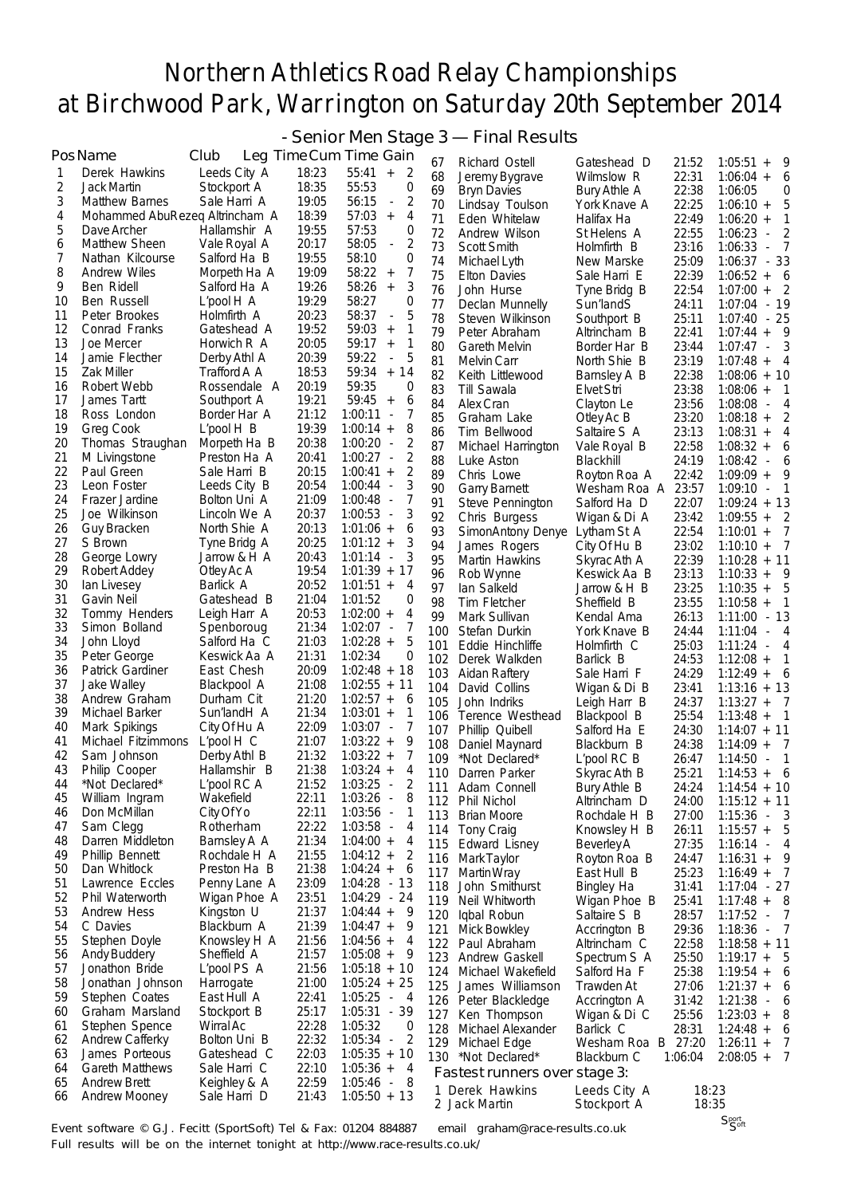# Northern Athletics Road Relay Championships at Birchwood Park, Warrington on Saturday 20th September 2014

## - Senior Men Stage 3 — Final Results

| Pos | Name | Club | Leg Time | Cum Time | Gain |
|---|---|---|---|---|---|
| 1 | Derek Hawkins | Leeds City A | 18:23 | 55:41 | + 2 |
| 2 | Jack Martin | Stockport A | 18:35 | 55:53 | 0 |
| 3 | Matthew Barnes | Sale Harri A | 19:05 | 56:15 | - 2 |
| 4 | Mohammed AbuRezeq | Altrincham A | 18:39 | 57:03 | + 4 |
| 5 | Dave Archer | Hallamshir A | 19:55 | 57:53 | 0 |
| 6 | Matthew Sheen | Vale Royal A | 20:17 | 58:05 | - 2 |
| 7 | Nathan Kilcourse | Salford Ha B | 19:55 | 58:10 | 0 |
| 8 | Andrew Wiles | Morpeth Ha A | 19:09 | 58:22 | + 7 |
| 9 | Ben Ridell | Salford Ha A | 19:26 | 58:26 | + 3 |
| 10 | Ben Russell | L'pool H A | 19:29 | 58:27 | 0 |
| 11 | Peter Brookes | Holmfirth A | 20:23 | 58:37 | - 5 |
| 12 | Conrad Franks | Gateshead A | 19:52 | 59:03 | + 1 |
| 13 | Joe Mercer | Horwich R A | 20:05 | 59:17 | + 1 |
| 14 | Jamie Flecther | Derby Athl A | 20:39 | 59:22 | - 5 |
| 15 | Zak Miller | Trafford A A | 18:53 | 59:34 | + 14 |
| 16 | Robert Webb | Rossendale A | 20:19 | 59:35 | 0 |
| 17 | James Tartt | Southport A | 19:21 | 59:45 | + 6 |
| 18 | Ross London | Border Har A | 21:12 | 1:00:11 | - 7 |
| 19 | Greg Cook | L'pool H B | 19:39 | 1:00:14 | + 8 |
| 20 | Thomas Straughan | Morpeth Ha B | 20:38 | 1:00:20 | - 2 |
| 21 | M Livingstone | Preston Ha A | 20:41 | 1:00:27 | - 2 |
| 22 | Paul Green | Sale Harri B | 20:15 | 1:00:41 | + 2 |
| 23 | Leon Foster | Leeds City B | 20:54 | 1:00:44 | - 3 |
| 24 | Frazer Jardine | Bolton Uni A | 21:09 | 1:00:48 | - 7 |
| 25 | Joe Wilkinson | Lincoln We A | 20:37 | 1:00:53 | - 3 |
| 26 | Guy Bracken | North Shie A | 20:13 | 1:01:06 | + 6 |
| 27 | S Brown | Tyne Bridg A | 20:25 | 1:01:12 | + 3 |
| 28 | George Lowry | Jarrow & H A | 20:43 | 1:01:14 | - 3 |
| 29 | Robert Addey | Otley Ac A | 19:54 | 1:01:39 | + 17 |
| 30 | Ian Livesey | Barlick A | 20:52 | 1:01:51 | + 4 |
| 31 | Gavin Neil | Gateshead B | 21:04 | 1:01:52 | 0 |
| 32 | Tommy Henders | Leigh Harr A | 20:53 | 1:02:00 | + 4 |
| 33 | Simon Bolland | Spenboroug | 21:34 | 1:02:07 | - 7 |
| 34 | John Lloyd | Salford Ha C | 21:03 | 1:02:28 | + 5 |
| 35 | Peter George | Keswick Aa A | 21:31 | 1:02:34 | 0 |
| 36 | Patrick Gardiner | East Chesh | 20:09 | 1:02:48 | + 18 |
| 37 | Jake Walley | Blackpool A | 21:08 | 1:02:55 | + 11 |
| 38 | Andrew Graham | Durham Cit | 21:20 | 1:02:57 | + 6 |
| 39 | Michael Barker | Sun'landH A | 21:34 | 1:03:01 | + 1 |
| 40 | Mark Spikings | City Of Hu A | 22:09 | 1:03:07 | - 7 |
| 41 | Michael Fitzimmons | L'pool H C | 21:07 | 1:03:22 | + 9 |
| 42 | Sam Johnson | Derby Athl B | 21:32 | 1:03:22 | + 7 |
| 43 | Philip Cooper | Hallamshir B | 21:38 | 1:03:24 | + 4 |
| 44 | *Not Declared* | L'pool RC A | 21:52 | 1:03:25 | - 2 |
| 45 | William Ingram | Wakefield | 22:11 | 1:03:26 | - 8 |
| 46 | Don McMillan | City Of Yo | 22:11 | 1:03:56 | - 1 |
| 47 | Sam Clegg | Rotherham | 22:22 | 1:03:58 | - 4 |
| 48 | Darren Middleton | Barnsley A A | 21:34 | 1:04:00 | + 4 |
| 49 | Phillip Bennett | Rochdale H A | 21:55 | 1:04:12 | + 2 |
| 50 | Dan Whitlock | Preston Ha B | 21:38 | 1:04:24 | + 6 |
| 51 | Lawrence Eccles | Penny Lane A | 23:09 | 1:04:28 | - 13 |
| 52 | Phil Waterworth | Wigan Phoe A | 23:51 | 1:04:29 | - 24 |
| 53 | Andrew Hess | Kingston U | 21:37 | 1:04:44 | + 9 |
| 54 | C Davies | Blackburn A | 21:39 | 1:04:47 | + 9 |
| 55 | Stephen Doyle | Knowsley H A | 21:56 | 1:04:56 | + 4 |
| 56 | Andy Buddery | Sheffield A | 21:57 | 1:05:08 | + 9 |
| 57 | Jonathon Bride | L'pool PS A | 21:56 | 1:05:18 | + 10 |
| 58 | Jonathan Johnson | Harrogate | 21:00 | 1:05:24 | + 25 |
| 59 | Stephen Coates | East Hull A | 22:41 | 1:05:25 | - 4 |
| 60 | Graham Marsland | Stockport B | 25:17 | 1:05:31 | - 39 |
| 61 | Stephen Spence | Wirral Ac | 22:28 | 1:05:32 | 0 |
| 62 | Andrew Cafferky | Bolton Uni B | 22:32 | 1:05:34 | - 2 |
| 63 | James Porteous | Gateshead C | 22:03 | 1:05:35 | + 10 |
| 64 | Gareth Matthews | Sale Harri C | 22:10 | 1:05:36 | + 4 |
| 65 | Andrew Brett | Keighley & A | 22:59 | 1:05:46 | - 8 |
| 66 | Andrew Mooney | Sale Harri D | 21:43 | 1:05:50 | + 13 |
| 67 | Richard Ostell | Gateshead D | 21:52 | 1:05:51 | + 9 |
| 68 | Jeremy Bygrave | Wilmslow R | 22:31 | 1:06:04 | + 6 |
| 69 | Bryn Davies | Bury Athle A | 22:38 | 1:06:05 | 0 |
| 70 | Lindsay Toulson | York Knave A | 22:25 | 1:06:10 | + 5 |
| 71 | Eden Whitelaw | Halifax Ha | 22:49 | 1:06:20 | + 1 |
| 72 | Andrew Wilson | St Helens A | 22:55 | 1:06:23 | - 2 |
| 73 | Scott Smith | Holmfirth B | 23:16 | 1:06:33 | - 7 |
| 74 | Michael Lyth | New Marske | 25:09 | 1:06:37 | - 33 |
| 75 | Elton Davies | Sale Harri E | 22:39 | 1:06:52 | + 6 |
| 76 | John Hurse | Tyne Bridg B | 22:54 | 1:07:00 | + 2 |
| 77 | Declan Munnelly | Sun'landS | 24:11 | 1:07:04 | - 19 |
| 78 | Steven Wilkinson | Southport B | 25:11 | 1:07:40 | - 25 |
| 79 | Peter Abraham | Altrincham B | 22:41 | 1:07:44 | + 9 |
| 80 | Gareth Melvin | Border Har B | 23:44 | 1:07:47 | - 3 |
| 81 | Melvin Carr | North Shie B | 23:19 | 1:07:48 | + 4 |
| 82 | Keith Littlewood | Barnsley A B | 22:38 | 1:08:06 | + 10 |
| 83 | Till Sawala | Elvet Stri | 23:38 | 1:08:06 | + 1 |
| 84 | Alex Cran | Clayton Le | 23:56 | 1:08:08 | - 4 |
| 85 | Graham Lake | Otley Ac B | 23:20 | 1:08:18 | + 2 |
| 86 | Tim Bellwood | Saltaire S A | 23:13 | 1:08:31 | + 4 |
| 87 | Michael Harrington | Vale Royal B | 22:58 | 1:08:32 | + 6 |
| 88 | Luke Aston | Blackhill | 24:19 | 1:08:42 | - 6 |
| 89 | Chris Lowe | Royton Roa A | 22:42 | 1:09:09 | + 9 |
| 90 | Garry Barnett | Wesham Roa A | 23:57 | 1:09:10 | - 1 |
| 91 | Steve Pennington | Salford Ha D | 22:07 | 1:09:24 | + 13 |
| 92 | Chris Burgess | Wigan & Di A | 23:42 | 1:09:55 | + 2 |
| 93 | SimonAntony Denye | Lytham St A | 22:54 | 1:10:01 | + 7 |
| 94 | James Rogers | City Of Hu B | 23:02 | 1:10:10 | + 7 |
| 95 | Martin Hawkins | Skyrac Ath A | 22:39 | 1:10:28 | + 11 |
| 96 | Rob Wynne | Keswick Aa B | 23:13 | 1:10:33 | + 9 |
| 97 | Ian Salkeld | Jarrow & H B | 23:25 | 1:10:35 | + 5 |
| 98 | Tim Fletcher | Sheffield B | 23:55 | 1:10:58 | + 1 |
| 99 | Mark Sullivan | Kendal Ama | 26:13 | 1:11:00 | - 13 |
| 100 | Stefan Durkin | York Knave B | 24:44 | 1:11:04 | - 4 |
| 101 | Eddie Hinchliffe | Holmfirth C | 25:03 | 1:11:24 | - 4 |
| 102 | Derek Walkden | Barlick B | 24:53 | 1:12:08 | + 1 |
| 103 | Aidan Raftery | Sale Harri F | 24:29 | 1:12:49 | + 6 |
| 104 | David Collins | Wigan & Di B | 23:41 | 1:13:16 | + 13 |
| 105 | John Indriks | Leigh Harr B | 24:37 | 1:13:27 | + 7 |
| 106 | Terence Westhead | Blackpool B | 25:54 | 1:13:48 | + 1 |
| 107 | Phillip Quibell | Salford Ha E | 24:30 | 1:14:07 | + 11 |
| 108 | Daniel Maynard | Blackburn B | 24:38 | 1:14:09 | + 7 |
| 109 | *Not Declared* | L'pool RC B | 26:47 | 1:14:50 | - 1 |
| 110 | Darren Parker | Skyrac Ath B | 25:21 | 1:14:53 | + 6 |
| 111 | Adam Connell | Bury Athle B | 24:24 | 1:14:54 | + 10 |
| 112 | Phil Nichol | Altrincham D | 24:00 | 1:15:12 | + 11 |
| 113 | Brian Moore | Rochdale H B | 27:00 | 1:15:36 | - 3 |
| 114 | Tony Craig | Knowsley H B | 26:11 | 1:15:57 | + 5 |
| 115 | Edward Lisney | Beverley A | 27:35 | 1:16:14 | - 4 |
| 116 | Mark Taylor | Royton Roa B | 24:47 | 1:16:31 | + 9 |
| 117 | Martin Wray | East Hull B | 25:23 | 1:16:49 | + 7 |
| 118 | John Smithurst | Bingley Ha | 31:41 | 1:17:04 | - 27 |
| 119 | Neil Whitworth | Wigan Phoe B | 25:41 | 1:17:48 | + 8 |
| 120 | Iqbal Robun | Saltaire S B | 28:57 | 1:17:52 | - 7 |
| 121 | Mick Bowkley | Accrington B | 29:36 | 1:18:36 | - 7 |
| 122 | Paul Abraham | Altrincham C | 22:58 | 1:18:58 | + 11 |
| 123 | Andrew Gaskell | Spectrum S A | 25:50 | 1:19:17 | + 5 |
| 124 | Michael Wakefield | Salford Ha F | 25:38 | 1:19:54 | + 6 |
| 125 | James Williamson | Trawden At | 27:06 | 1:21:37 | + 6 |
| 126 | Peter Blackledge | Accrington A | 31:42 | 1:21:38 | - 6 |
| 127 | Ken Thompson | Wigan & Di C | 25:56 | 1:23:03 | + 8 |
| 128 | Michael Alexander | Barlick C | 28:31 | 1:24:48 | + 6 |
| 129 | Michael Edge | Wesham Roa B | 27:20 | 1:26:11 | + 7 |
| 130 | *Not Declared* | Blackburn C | 1:06:04 | 2:08:05 | + 7 |

### Fastest runners over stage 3:

| | Name | Club | Time |
|---|---|---|---|
| 1 | Derek Hawkins | Leeds City A | 18:23 |
| 2 | Jack Martin | Stockport A | 18:35 |

Event software © G.J. Fecitt (SportSoft) Tel & Fax: 01204 884887 email graham@race-results.co.uk
Full results will be on the internet tonight at http://www.race-results.co.uk/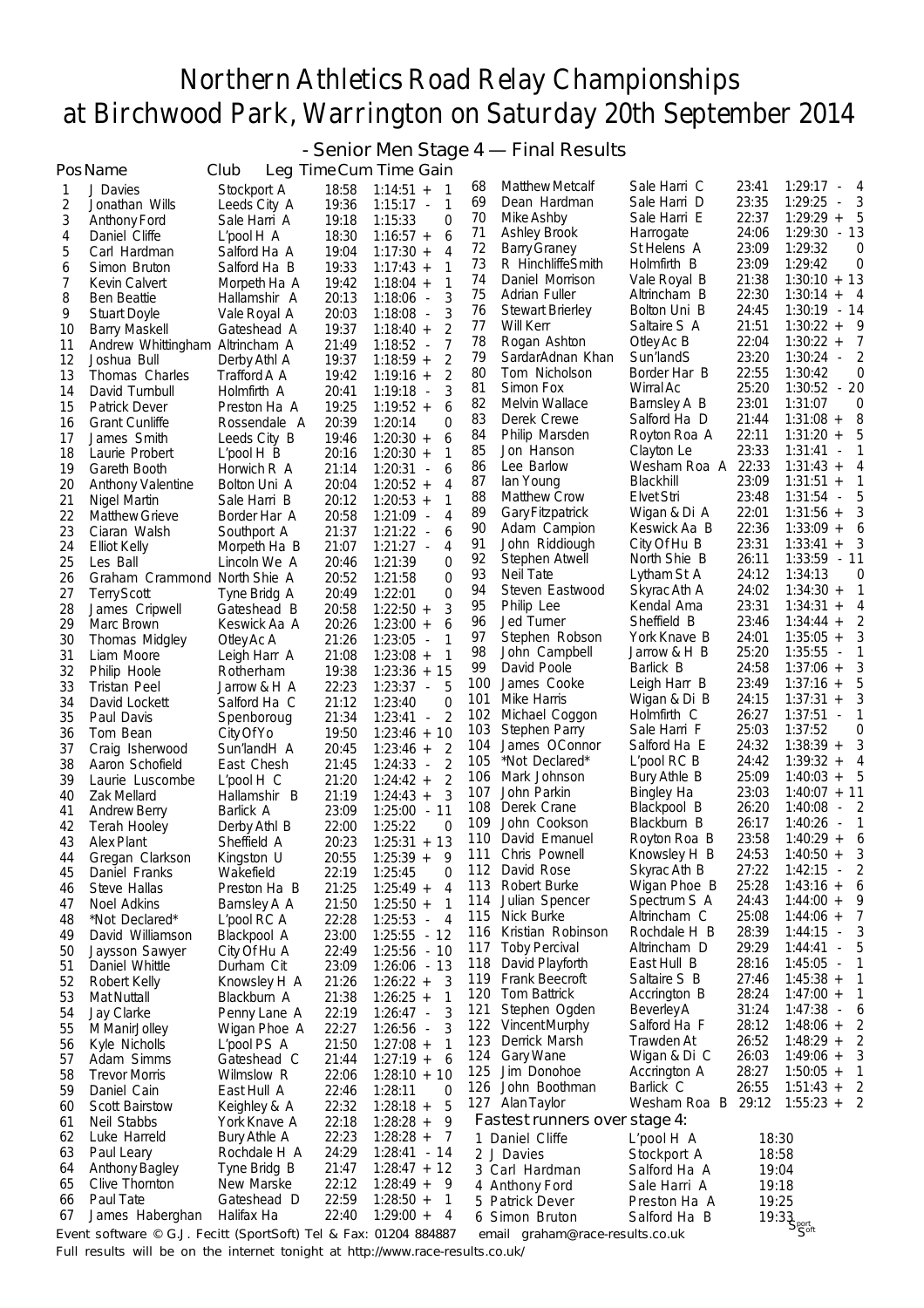# Northern Athletics Road Relay Championships at Birchwood Park, Warrington on Saturday 20th September 2014

## - Senior Men Stage 4 — Final Results

| Pos | Name | Club | Leg Time | Cum Time | Gain |
|---|---|---|---|---|---|
| 1 | J Davies | Stockport A | 18:58 | 1:14:51 | + 1 |
| 2 | Jonathan Wills | Leeds City A | 19:36 | 1:15:17 | - 1 |
| 3 | Anthony Ford | Sale Harri A | 19:18 | 1:15:33 | 0 |
| 4 | Daniel Cliffe | L'pool H A | 18:30 | 1:16:57 | + 6 |
| 5 | Carl Hardman | Salford Ha A | 19:04 | 1:17:30 | + 4 |
| 6 | Simon Bruton | Salford Ha B | 19:33 | 1:17:43 | + 1 |
| 7 | Kevin Calvert | Morpeth Ha A | 19:42 | 1:18:04 | + 1 |
| 8 | Ben Beattie | Hallamshir A | 20:13 | 1:18:06 | - 3 |
| 9 | Stuart Doyle | Vale Royal A | 20:03 | 1:18:08 | - 3 |
| 10 | Barry Maskell | Gateshead A | 19:37 | 1:18:40 | + 2 |
| 11 | Andrew Whittingham | Altrincham A | 21:49 | 1:18:52 | - 7 |
| 12 | Joshua Bull | Derby Athl A | 19:37 | 1:18:59 | + 2 |
| 13 | Thomas Charles | Trafford A A | 19:42 | 1:19:16 | + 2 |
| 14 | David Turnbull | Holmfirth A | 20:41 | 1:19:18 | - 3 |
| 15 | Patrick Dever | Preston Ha A | 19:25 | 1:19:52 | + 6 |
| 16 | Grant Cunliffe | Rossendale A | 20:39 | 1:20:14 | 0 |
| 17 | James Smith | Leeds City B | 19:46 | 1:20:30 | + 6 |
| 18 | Laurie Probert | L'pool H B | 20:16 | 1:20:30 | + 1 |
| 19 | Gareth Booth | Horwich R A | 21:14 | 1:20:31 | - 6 |
| 20 | Anthony Valentine | Bolton Uni A | 20:04 | 1:20:52 | + 4 |
| 21 | Nigel Martin | Sale Harri B | 20:12 | 1:20:53 | + 1 |
| 22 | Matthew Grieve | Border Har A | 20:58 | 1:21:09 | - 4 |
| 23 | Ciaran Walsh | Southport A | 21:37 | 1:21:22 | - 6 |
| 24 | Elliot Kelly | Morpeth Ha B | 21:07 | 1:21:27 | - 4 |
| 25 | Les Ball | Lincoln We A | 20:46 | 1:21:39 | 0 |
| 26 | Graham Crammond | North Shie A | 20:52 | 1:21:58 | 0 |
| 27 | Terry Scott | Tyne Bridg A | 20:49 | 1:22:01 | 0 |
| 28 | James Cripwell | Gateshead B | 20:58 | 1:22:50 | + 3 |
| 29 | Marc Brown | Keswick Aa A | 20:26 | 1:23:00 | + 6 |
| 30 | Thomas Midgley | Otley Ac A | 21:26 | 1:23:05 | - 1 |
| 31 | Liam Moore | Leigh Harr A | 21:08 | 1:23:08 | + 1 |
| 32 | Philip Hoole | Rotherham | 19:38 | 1:23:36 | + 15 |
| 33 | Tristan Peel | Jarrow & H A | 22:23 | 1:23:37 | - 5 |
| 34 | David Lockett | Salford Ha C | 21:12 | 1:23:40 | 0 |
| 35 | Paul Davis | Spenboroug | 21:34 | 1:23:41 | - 2 |
| 36 | Tom Bean | City Of Yo | 19:50 | 1:23:46 | + 10 |
| 37 | Craig Isherwood | Sun'landH A | 20:45 | 1:23:46 | + 2 |
| 38 | Aaron Schofield | East Chesh | 21:45 | 1:24:33 | - 2 |
| 39 | Laurie Luscombe | L'pool H C | 21:20 | 1:24:42 | + 2 |
| 40 | Zak Mellard | Hallamshir B | 21:19 | 1:24:43 | + 3 |
| 41 | Andrew Berry | Barlick A | 23:09 | 1:25:00 | - 11 |
| 42 | Terah Hooley | Derby Athl B | 22:00 | 1:25:22 | 0 |
| 43 | Alex Plant | Sheffield A | 20:23 | 1:25:31 | + 13 |
| 44 | Gregan Clarkson | Kingston U | 20:55 | 1:25:39 | + 9 |
| 45 | Daniel Franks | Wakefield | 22:19 | 1:25:45 | 0 |
| 46 | Steve Hallas | Preston Ha B | 21:25 | 1:25:49 | + 4 |
| 47 | Noel Adkins | Barnsley A A | 21:50 | 1:25:50 | + 1 |
| 48 | *Not Declared* | L'pool RC A | 22:28 | 1:25:53 | - 4 |
| 49 | David Williamson | Blackpool A | 23:00 | 1:25:55 | - 12 |
| 50 | Jaysson Sawyer | City Of Hu A | 22:49 | 1:25:56 | - 10 |
| 51 | Daniel Whittle | Durham Cit | 23:09 | 1:26:06 | - 13 |
| 52 | Robert Kelly | Knowsley H A | 21:26 | 1:26:22 | + 3 |
| 53 | Mat Nuttall | Blackburn A | 21:38 | 1:26:25 | + 1 |
| 54 | Jay Clarke | Penny Lane A | 22:19 | 1:26:47 | - 3 |
| 55 | M ManirJolley | Wigan Phoe A | 22:27 | 1:26:56 | - 3 |
| 56 | Kyle Nicholls | L'pool PS A | 21:50 | 1:27:08 | + 1 |
| 57 | Adam Simms | Gateshead C | 21:44 | 1:27:19 | + 6 |
| 58 | Trevor Morris | Wilmslow R | 22:06 | 1:28:10 | + 10 |
| 59 | Daniel Cain | East Hull A | 22:46 | 1:28:11 | 0 |
| 60 | Scott Bairstow | Keighley & A | 22:32 | 1:28:18 | + 5 |
| 61 | Neil Stabbs | York Knave A | 22:18 | 1:28:28 | + 9 |
| 62 | Luke Harreld | Bury Athle A | 22:23 | 1:28:28 | + 7 |
| 63 | Paul Leary | Rochdale H A | 24:29 | 1:28:41 | - 14 |
| 64 | Anthony Bagley | Tyne Bridg B | 21:47 | 1:28:47 | + 12 |
| 65 | Clive Thornton | New Marske | 22:12 | 1:28:49 | + 9 |
| 66 | Paul Tate | Gateshead D | 22:59 | 1:28:50 | + 1 |
| 67 | James Haberghan | Halifax Ha | 22:40 | 1:29:00 | + 4 |
| 68 | Matthew Metcalf | Sale Harri C | 23:41 | 1:29:17 | - 4 |
| 69 | Dean Hardman | Sale Harri D | 23:35 | 1:29:25 | - 3 |
| 70 | Mike Ashby | Sale Harri E | 22:37 | 1:29:29 | + 5 |
| 71 | Ashley Brook | Harrogate | 24:06 | 1:29:30 | - 13 |
| 72 | Barry Graney | St Helens A | 23:09 | 1:29:32 | 0 |
| 73 | R HinchliffeSmith | Holmfirth B | 23:09 | 1:29:42 | 0 |
| 74 | Daniel Morrison | Vale Royal B | 21:38 | 1:30:10 | + 13 |
| 75 | Adrian Fuller | Altrincham B | 22:30 | 1:30:14 | + 4 |
| 76 | Stewart Brierley | Bolton Uni B | 24:45 | 1:30:19 | - 14 |
| 77 | Will Kerr | Saltaire S A | 21:51 | 1:30:22 | + 9 |
| 78 | Rogan Ashton | Otley Ac B | 22:04 | 1:30:22 | + 7 |
| 79 | SardarAdnan Khan | Sun'landS | 23:20 | 1:30:24 | - 2 |
| 80 | Tom Nicholson | Border Har B | 22:55 | 1:30:42 | 0 |
| 81 | Simon Fox | Wirral Ac | 25:20 | 1:30:52 | - 20 |
| 82 | Melvin Wallace | Barnsley A B | 23:01 | 1:31:07 | 0 |
| 83 | Derek Crewe | Salford Ha D | 21:44 | 1:31:08 | + 8 |
| 84 | Philip Marsden | Royton Roa A | 22:11 | 1:31:20 | + 5 |
| 85 | Jon Hanson | Clayton Le | 23:33 | 1:31:41 | - 1 |
| 86 | Lee Barlow | Wesham Roa A | 22:33 | 1:31:43 | + 4 |
| 87 | Ian Young | Blackhill | 23:09 | 1:31:51 | + 1 |
| 88 | Matthew Crow | Elvet Stri | 23:48 | 1:31:54 | - 5 |
| 89 | Gary Fitzpatrick | Wigan & Di A | 22:01 | 1:31:56 | + 3 |
| 90 | Adam Campion | Keswick Aa B | 22:36 | 1:33:09 | + 6 |
| 91 | John Riddiough | City Of Hu B | 23:31 | 1:33:41 | + 3 |
| 92 | Stephen Atwell | North Shie B | 26:11 | 1:33:59 | - 11 |
| 93 | Neil Tate | Lytham St A | 24:12 | 1:34:13 | 0 |
| 94 | Steven Eastwood | Skyrac Ath A | 24:02 | 1:34:30 | + 1 |
| 95 | Philip Lee | Kendal Ama | 23:31 | 1:34:31 | + 4 |
| 96 | Jed Turner | Sheffield B | 23:46 | 1:34:44 | + 2 |
| 97 | Stephen Robson | York Knave B | 24:01 | 1:35:05 | + 3 |
| 98 | John Campbell | Jarrow & H B | 25:20 | 1:35:55 | - 1 |
| 99 | David Poole | Barlick B | 24:58 | 1:37:06 | + 3 |
| 100 | James Cooke | Leigh Harr B | 23:49 | 1:37:16 | + 5 |
| 101 | Mike Harris | Wigan & Di B | 24:15 | 1:37:31 | + 3 |
| 102 | Michael Coggon | Holmfirth C | 26:27 | 1:37:51 | - 1 |
| 103 | Stephen Parry | Sale Harri F | 25:03 | 1:37:52 | 0 |
| 104 | James OConnor | Salford Ha E | 24:32 | 1:38:39 | + 3 |
| 105 | *Not Declared* | L'pool RC B | 24:42 | 1:39:32 | + 4 |
| 106 | Mark Johnson | Bury Athle B | 25:09 | 1:40:03 | + 5 |
| 107 | John Parkin | Bingley Ha | 23:03 | 1:40:07 | + 11 |
| 108 | Derek Crane | Blackpool B | 26:20 | 1:40:08 | - 2 |
| 109 | John Cookson | Blackburn B | 26:17 | 1:40:26 | - 1 |
| 110 | David Emanuel | Royton Roa B | 23:58 | 1:40:29 | + 6 |
| 111 | Chris Pownell | Knowsley H B | 24:53 | 1:40:50 | + 3 |
| 112 | David Rose | Skyrac Ath B | 27:22 | 1:42:15 | - 2 |
| 113 | Robert Burke | Wigan Phoe B | 25:28 | 1:43:16 | + 6 |
| 114 | Julian Spencer | Spectrum S A | 24:43 | 1:44:00 | + 9 |
| 115 | Nick Burke | Altrincham C | 25:08 | 1:44:06 | + 7 |
| 116 | Kristian Robinson | Rochdale H B | 28:39 | 1:44:15 | - 3 |
| 117 | Toby Percival | Altrincham D | 29:29 | 1:44:41 | - 5 |
| 118 | David Playforth | East Hull B | 28:16 | 1:45:05 | - 1 |
| 119 | Frank Beecroft | Saltaire S B | 27:46 | 1:45:38 | + 1 |
| 120 | Tom Battrick | Accrington B | 28:24 | 1:47:00 | + 1 |
| 121 | Stephen Ogden | Beverley A | 31:24 | 1:47:38 | - 6 |
| 122 | Vincent Murphy | Salford Ha F | 28:12 | 1:48:06 | + 2 |
| 123 | Derrick Marsh | Trawden At | 26:52 | 1:48:29 | + 2 |
| 124 | Gary Wane | Wigan & Di C | 26:03 | 1:49:06 | + 3 |
| 125 | Jim Donohoe | Accrington A | 28:27 | 1:50:05 | + 1 |
| 126 | John Boothman | Barlick C | 26:55 | 1:51:43 | + 2 |
| 127 | Alan Taylor | Wesham Roa B | 29:12 | 1:55:23 | + 2 |

### Fastest runners over stage 4:

| | Name | Club | Time |
|---|---|---|---|
| 1 | Daniel Cliffe | L'pool H A | 18:30 |
| 2 | J Davies | Stockport A | 18:58 |
| 3 | Carl Hardman | Salford Ha A | 19:04 |
| 4 | Anthony Ford | Sale Harri A | 19:18 |
| 5 | Patrick Dever | Preston Ha A | 19:25 |
| 6 | Simon Bruton | Salford Ha B | 19:33 |

Event software © G.J. Fecitt (SportSoft) Tel & Fax: 01204 884887 email graham@race-results.co.uk

Full results will be on the internet tonight at http://www.race-results.co.uk/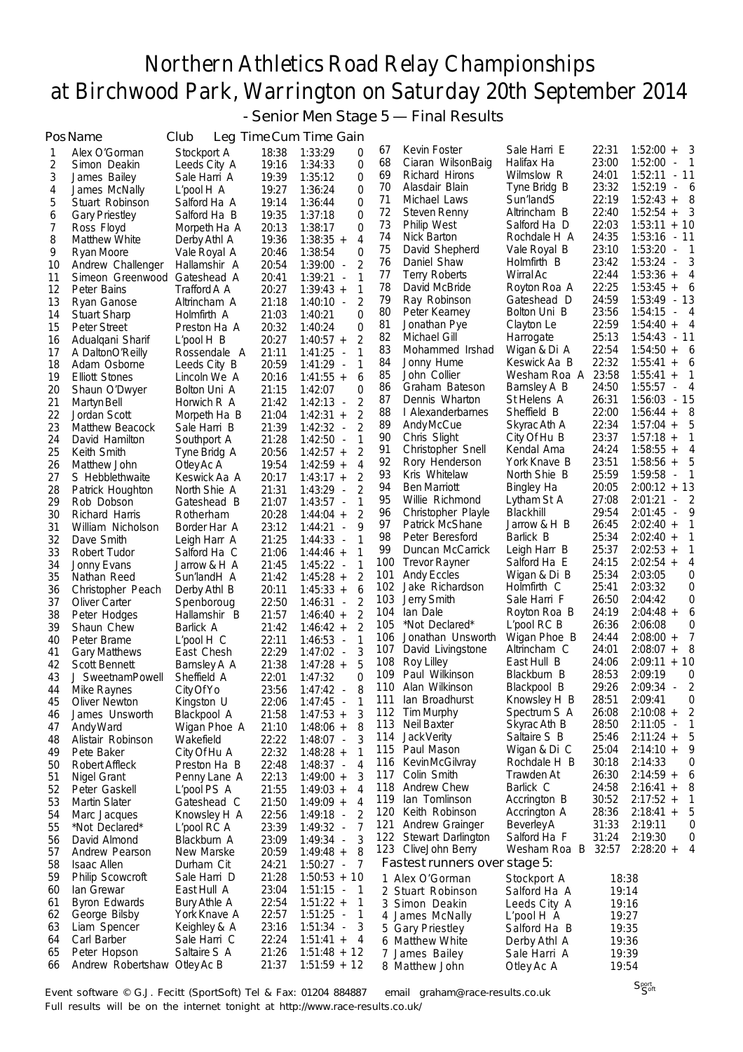# Northern Athletics Road Relay Championships at Birchwood Park, Warrington on Saturday 20th September 2014

## - Senior Men Stage 5 — Final Results

| Pos | Name | Club | Leg Time | Cum Time | Gain |
|---|---|---|---|---|---|
| 1 | Alex O'Gorman | Stockport A | 18:38 | 1:33:29 | 0 |
| 2 | Simon Deakin | Leeds City A | 19:16 | 1:34:33 | 0 |
| 3 | James Bailey | Sale Harri A | 19:39 | 1:35:12 | 0 |
| 4 | James McNally | L'pool H A | 19:27 | 1:36:24 | 0 |
| 5 | Stuart Robinson | Salford Ha A | 19:14 | 1:36:44 | 0 |
| 6 | Gary Priestley | Salford Ha B | 19:35 | 1:37:18 | 0 |
| 7 | Ross Floyd | Morpeth Ha A | 20:13 | 1:38:17 | 0 |
| 8 | Matthew White | Derby Athl A | 19:36 | 1:38:35 + | 4 |
| 9 | Ryan Moore | Vale Royal A | 20:46 | 1:38:54 | 0 |
| 10 | Andrew Challenger | Hallamshir A | 20:54 | 1:39:00 - | 2 |
| 11 | Simeon Greenwood | Gateshead A | 20:41 | 1:39:21 - | 1 |
| 12 | Peter Bains | Trafford A A | 20:27 | 1:39:43 + | 1 |
| 13 | Ryan Ganose | Altrincham A | 21:18 | 1:40:10 - | 2 |
| 14 | Stuart Sharp | Holmfirth A | 21:03 | 1:40:21 | 0 |
| 15 | Peter Street | Preston Ha A | 20:32 | 1:40:24 | 0 |
| 16 | Adualqani Sharif | L'pool H B | 20:27 | 1:40:57 + | 2 |
| 17 | A DaltonO'Reilly | Rossendale A | 21:11 | 1:41:25 - | 1 |
| 18 | Adam Osborne | Leeds City B | 20:59 | 1:41:29 - | 1 |
| 19 | Elliott Stones | Lincoln We A | 20:16 | 1:41:55 + | 6 |
| 20 | Shaun O'Dwyer | Bolton Uni A | 21:15 | 1:42:07 | 0 |
| 21 | Martyn Bell | Horwich R A | 21:42 | 1:42:13 - | 2 |
| 22 | Jordan Scott | Morpeth Ha B | 21:04 | 1:42:31 + | 2 |
| 23 | Matthew Beacock | Sale Harri B | 21:39 | 1:42:32 - | 2 |
| 24 | David Hamilton | Southport A | 21:28 | 1:42:50 - | 1 |
| 25 | Keith Smith | Tyne Bridg A | 20:56 | 1:42:57 + | 2 |
| 26 | Matthew John | Otley Ac A | 19:54 | 1:42:59 + | 4 |
| 27 | S Hebblethwaite | Keswick Aa A | 20:17 | 1:43:17 + | 2 |
| 28 | Patrick Houghton | North Shie A | 21:31 | 1:43:29 - | 2 |
| 29 | Rob Dobson | Gateshead B | 21:07 | 1:43:57 - | 1 |
| 30 | Richard Harris | Rotherham | 20:28 | 1:44:04 + | 2 |
| 31 | William Nicholson | Border Har A | 23:12 | 1:44:21 - | 9 |
| 32 | Dave Smith | Leigh Harr A | 21:25 | 1:44:33 - | 1 |
| 33 | Robert Tudor | Salford Ha C | 21:06 | 1:44:46 + | 1 |
| 34 | Jonny Evans | Jarrow & H A | 21:45 | 1:45:22 - | 1 |
| 35 | Nathan Reed | Sun'landH A | 21:42 | 1:45:28 + | 2 |
| 36 | Christopher Peach | Derby Athl B | 20:11 | 1:45:33 + | 6 |
| 37 | Oliver Carter | Spenboroug | 22:50 | 1:46:31 - | 2 |
| 38 | Peter Hodges | Hallamshir B | 21:57 | 1:46:40 + | 2 |
| 39 | Shaun Chew | Barlick A | 21:42 | 1:46:42 + | 2 |
| 40 | Peter Brame | L'pool H C | 22:11 | 1:46:53 - | 1 |
| 41 | Gary Matthews | East Chesh | 22:29 | 1:47:02 - | 3 |
| 42 | Scott Bennett | Barnsley A A | 21:38 | 1:47:28 + | 5 |
| 43 | J SweetnamPowell | Sheffield A | 22:01 | 1:47:32 | 0 |
| 44 | Mike Raynes | City Of Yo | 23:56 | 1:47:42 - | 8 |
| 45 | Oliver Newton | Kingston U | 22:06 | 1:47:45 - | 1 |
| 46 | James Unsworth | Blackpool A | 21:58 | 1:47:53 + | 3 |
| 47 | Andy Ward | Wigan Phoe A | 21:10 | 1:48:06 + | 8 |
| 48 | Alistair Robinson | Wakefield | 22:22 | 1:48:07 - | 3 |
| 49 | Pete Baker | City Of Hu A | 22:32 | 1:48:28 + | 1 |
| 50 | Robert Affleck | Preston Ha B | 22:48 | 1:48:37 - | 4 |
| 51 | Nigel Grant | Penny Lane A | 22:13 | 1:49:00 + | 3 |
| 52 | Peter Gaskell | L'pool PS A | 21:55 | 1:49:03 + | 4 |
| 53 | Martin Slater | Gateshead C | 21:50 | 1:49:09 + | 4 |
| 54 | Marc Jacques | Knowsley H A | 22:56 | 1:49:18 - | 2 |
| 55 | *Not Declared* | L'pool RC A | 23:39 | 1:49:32 - | 7 |
| 56 | David Almond | Blackburn A | 23:09 | 1:49:34 - | 3 |
| 57 | Andrew Pearson | New Marske | 20:59 | 1:49:48 + | 8 |
| 58 | Isaac Allen | Durham Cit | 24:21 | 1:50:27 - | 7 |
| 59 | Philip Scowcroft | Sale Harri D | 21:28 | 1:50:53 + | 10 |
| 60 | Ian Grewar | East Hull A | 23:04 | 1:51:15 - | 1 |
| 61 | Byron Edwards | Bury Athle A | 22:54 | 1:51:22 + | 1 |
| 62 | George Bilsby | York Knave A | 22:57 | 1:51:25 - | 1 |
| 63 | Liam Spencer | Keighley & A | 23:16 | 1:51:34 - | 3 |
| 64 | Carl Barber | Sale Harri C | 22:24 | 1:51:41 + | 4 |
| 65 | Peter Hopson | Saltaire S A | 21:26 | 1:51:48 + | 12 |
| 66 | Andrew Robertshaw | Otley Ac B | 21:37 | 1:51:59 + | 12 |
| 67 | Kevin Foster | Sale Harri E | 22:31 | 1:52:00 + | 3 |
| 68 | Ciaran WilsonBaig | Halifax Ha | 23:00 | 1:52:00 - | 1 |
| 69 | Richard Hirons | Wilmslow R | 24:01 | 1:52:11 - | 11 |
| 70 | Alasdair Blain | Tyne Bridg B | 23:32 | 1:52:19 - | 6 |
| 71 | Michael Laws | Sun'landS | 22:19 | 1:52:43 + | 8 |
| 72 | Steven Renny | Altrincham B | 22:40 | 1:52:54 + | 3 |
| 73 | Philip West | Salford Ha D | 22:03 | 1:53:11 + | 10 |
| 74 | Nick Barton | Rochdale H A | 24:35 | 1:53:16 - | 11 |
| 75 | David Shepherd | Vale Royal B | 23:10 | 1:53:20 - | 1 |
| 76 | Daniel Shaw | Holmfirth B | 23:42 | 1:53:24 - | 3 |
| 77 | Terry Roberts | Wirral Ac | 22:44 | 1:53:36 + | 4 |
| 78 | David McBride | Royton Roa A | 22:25 | 1:53:45 + | 6 |
| 79 | Ray Robinson | Gateshead D | 24:59 | 1:53:49 - | 13 |
| 80 | Peter Kearney | Bolton Uni B | 23:56 | 1:54:15 - | 4 |
| 81 | Jonathan Pye | Clayton Le | 22:59 | 1:54:40 + | 4 |
| 82 | Michael Gill | Harrogate | 25:13 | 1:54:43 - | 11 |
| 83 | Mohammed Irshad | Wigan & Di A | 22:54 | 1:54:50 + | 6 |
| 84 | Jonny Hume | Keswick Aa B | 22:32 | 1:55:41 + | 6 |
| 85 | John Collier | Wesham Roa A | 23:58 | 1:55:41 + | 1 |
| 86 | Graham Bateson | Barnsley A B | 24:50 | 1:55:57 - | 4 |
| 87 | Dennis Wharton | St Helens A | 26:31 | 1:56:03 - | 15 |
| 88 | I Alexanderbarnes | Sheffield B | 22:00 | 1:56:44 + | 8 |
| 89 | Andy McCue | Skyrac Ath A | 22:34 | 1:57:04 + | 5 |
| 90 | Chris Slight | City Of Hu B | 23:37 | 1:57:18 + | 1 |
| 91 | Christopher Snell | Kendal Ama | 24:24 | 1:58:55 + | 4 |
| 92 | Rory Henderson | York Knave B | 23:51 | 1:58:56 + | 5 |
| 93 | Kris Whitelaw | North Shie B | 25:59 | 1:59:58 - | 1 |
| 94 | Ben Marriott | Bingley Ha | 20:05 | 2:00:12 + | 13 |
| 95 | Willie Richmond | Lytham St A | 27:08 | 2:01:21 - | 2 |
| 96 | Christopher Playle | Blackhill | 29:54 | 2:01:45 - | 9 |
| 97 | Patrick McShane | Jarrow & H B | 26:45 | 2:02:40 + | 1 |
| 98 | Peter Beresford | Barlick B | 25:34 | 2:02:40 + | 1 |
| 99 | Duncan McCarrick | Leigh Harr B | 25:37 | 2:02:53 + | 1 |
| 100 | Trevor Rayner | Salford Ha E | 24:15 | 2:02:54 + | 4 |
| 101 | Andy Eccles | Wigan & Di B | 25:34 | 2:03:05 | 0 |
| 102 | Jake Richardson | Holmfirth C | 25:41 | 2:03:32 | 0 |
| 103 | Jerry Smith | Sale Harri F | 26:50 | 2:04:42 | 0 |
| 104 | Ian Dale | Royton Roa B | 24:19 | 2:04:48 + | 6 |
| 105 | *Not Declared* | L'pool RC B | 26:36 | 2:06:08 | 0 |
| 106 | Jonathan Unsworth | Wigan Phoe B | 24:44 | 2:08:00 + | 7 |
| 107 | David Livingstone | Altrincham C | 24:01 | 2:08:07 + | 8 |
| 108 | Roy Lilley | East Hull B | 24:06 | 2:09:11 + | 10 |
| 109 | Paul Wilkinson | Blackburn B | 28:53 | 2:09:19 | 0 |
| 110 | Alan Wilkinson | Blackpool B | 29:26 | 2:09:34 - | 2 |
| 111 | Ian Broadhurst | Knowsley H B | 28:51 | 2:09:41 | 0 |
| 112 | Tim Murphy | Spectrum S A | 26:08 | 2:10:08 + | 2 |
| 113 | Neil Baxter | Skyrac Ath B | 28:50 | 2:11:05 - | 1 |
| 114 | Jack Verity | Saltaire S B | 25:46 | 2:11:24 + | 5 |
| 115 | Paul Mason | Wigan & Di C | 25:04 | 2:14:10 + | 9 |
| 116 | Kevin McGilvray | Rochdale H B | 30:18 | 2:14:33 | 0 |
| 117 | Colin Smith | Trawden At | 26:30 | 2:14:59 + | 6 |
| 118 | Andrew Chew | Barlick C | 24:58 | 2:16:41 + | 8 |
| 119 | Ian Tomlinson | Accrington B | 30:52 | 2:17:52 + | 1 |
| 120 | Keith Robinson | Accrington A | 28:36 | 2:18:41 + | 5 |
| 121 | Andrew Grainger | Beverley A | 31:33 | 2:19:11 | 0 |
| 122 | Stewart Darlington | Salford Ha F | 31:24 | 2:19:30 | 0 |
| 123 | Clive John Berry | Wesham Roa B | 32:57 | 2:28:20 + | 4 |

### Fastest runners over stage 5:

| | Name | Club | Time |
|---|---|---|---|
| 1 | Alex O'Gorman | Stockport A | 18:38 |
| 2 | Stuart Robinson | Salford Ha A | 19:14 |
| 3 | Simon Deakin | Leeds City A | 19:16 |
| 4 | James McNally | L'pool H A | 19:27 |
| 5 | Gary Priestley | Salford Ha B | 19:35 |
| 6 | Matthew White | Derby Athl A | 19:36 |
| 7 | James Bailey | Sale Harri A | 19:39 |
| 8 | Matthew John | Otley Ac A | 19:54 |

Event software © G.J. Fecitt (SportSoft) Tel & Fax: 01204 884887 email graham@race-results.co.uk
Full results will be on the internet tonight at http://www.race-results.co.uk/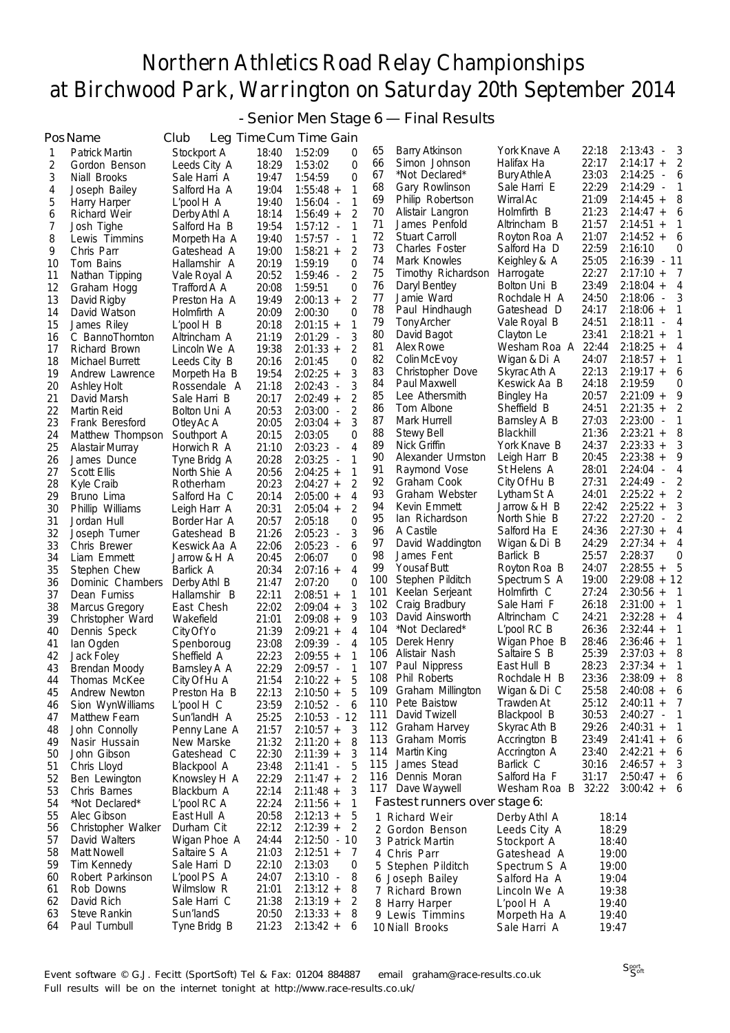# Northern Athletics Road Relay Championships at Birchwood Park, Warrington on Saturday 20th September 2014

## - Senior Men Stage 6 — Final Results

| Pos | Name | Club | Leg Time | Cum Time | Gain |
|---|---|---|---|---|---|
| 1 | Patrick Martin | Stockport A | 18:40 | 1:52:09 | 0 |
| 2 | Gordon Benson | Leeds City A | 18:29 | 1:53:02 | 0 |
| 3 | Niall Brooks | Sale Harri A | 19:47 | 1:54:59 | 0 |
| 4 | Joseph Bailey | Salford Ha A | 19:04 | 1:55:48 + | 1 |
| 5 | Harry Harper | L'pool H A | 19:40 | 1:56:04 - | 1 |
| 6 | Richard Weir | Derby Athl A | 18:14 | 1:56:49 + | 2 |
| 7 | Josh Tighe | Salford Ha B | 19:54 | 1:57:12 - | 1 |
| 8 | Lewis Timmins | Morpeth Ha A | 19:40 | 1:57:57 - | 1 |
| 9 | Chris Parr | Gateshead A | 19:00 | 1:58:21 + | 2 |
| 10 | Tom Bains | Hallamshir A | 20:19 | 1:59:19 | 0 |
| 11 | Nathan Tipping | Vale Royal A | 20:52 | 1:59:46 - | 2 |
| 12 | Graham Hogg | Trafford A A | 20:08 | 1:59:51 | 0 |
| 13 | David Rigby | Preston Ha A | 19:49 | 2:00:13 + | 2 |
| 14 | David Watson | Holmfirth A | 20:09 | 2:00:30 | 0 |
| 15 | James Riley | L'pool H B | 20:18 | 2:01:15 + | 1 |
| 16 | C BannoThornton | Altrincham A | 21:19 | 2:01:29 - | 3 |
| 17 | Richard Brown | Lincoln We A | 19:38 | 2:01:33 + | 2 |
| 18 | Michael Burrett | Leeds City B | 20:16 | 2:01:45 | 0 |
| 19 | Andrew Lawrence | Morpeth Ha B | 19:54 | 2:02:25 + | 3 |
| 20 | Ashley Holt | Rossendale A | 21:18 | 2:02:43 - | 3 |
| 21 | David Marsh | Sale Harri B | 20:17 | 2:02:49 + | 2 |
| 22 | Martin Reid | Bolton Uni A | 20:53 | 2:03:00 - | 2 |
| 23 | Frank Beresford | Otley Ac A | 20:05 | 2:03:04 + | 3 |
| 24 | Matthew Thompson | Southport A | 20:15 | 2:03:05 | 0 |
| 25 | Alastair Murray | Horwich R A | 21:10 | 2:03:23 - | 4 |
| 26 | James Dunce | Tyne Bridg A | 20:28 | 2:03:25 - | 1 |
| 27 | Scott Ellis | North Shie A | 20:56 | 2:04:25 + | 1 |
| 28 | Kyle Craib | Rotherham | 20:23 | 2:04:27 + | 2 |
| 29 | Bruno Lima | Salford Ha C | 20:14 | 2:05:00 + | 4 |
| 30 | Phillip Williams | Leigh Harr A | 20:31 | 2:05:04 + | 2 |
| 31 | Jordan Hull | Border Har A | 20:57 | 2:05:18 | 0 |
| 32 | Joseph Turner | Gateshead B | 21:26 | 2:05:23 - | 3 |
| 33 | Chris Brewer | Keswick Aa A | 22:06 | 2:05:23 - | 6 |
| 34 | Liam Emmett | Jarrow & H A | 20:45 | 2:06:07 | 0 |
| 35 | Stephen Chew | Barlick A | 20:34 | 2:07:16 + | 4 |
| 36 | Dominic Chambers | Derby Athl B | 21:47 | 2:07:20 | 0 |
| 37 | Dean Furniss | Hallamshir B | 22:11 | 2:08:51 + | 1 |
| 38 | Marcus Gregory | East Chesh | 22:02 | 2:09:04 + | 3 |
| 39 | Christopher Ward | Wakefield | 21:01 | 2:09:08 + | 9 |
| 40 | Dennis Speck | City Of Yo | 21:39 | 2:09:21 + | 4 |
| 41 | Ian Ogden | Spenboroug | 23:08 | 2:09:39 - | 4 |
| 42 | Jack Foley | Sheffield A | 22:23 | 2:09:55 + | 1 |
| 43 | Brendan Moody | Barnsley A A | 22:29 | 2:09:57 - | 1 |
| 44 | Thomas McKee | City Of Hu A | 21:54 | 2:10:22 + | 5 |
| 45 | Andrew Newton | Preston Ha B | 22:13 | 2:10:50 + | 5 |
| 46 | Sion WynWilliams | L'pool H C | 23:59 | 2:10:52 - | 6 |
| 47 | Matthew Fearn | Sun'landH A | 25:25 | 2:10:53 - | 12 |
| 48 | John Connolly | Penny Lane A | 21:57 | 2:10:57 + | 3 |
| 49 | Nasir Hussain | New Marske | 21:32 | 2:11:20 + | 8 |
| 50 | John Gibson | Gateshead C | 22:30 | 2:11:39 + | 3 |
| 51 | Chris Lloyd | Blackpool A | 23:48 | 2:11:41 - | 5 |
| 52 | Ben Lewington | Knowsley H A | 22:29 | 2:11:47 + | 2 |
| 53 | Chris Barnes | Blackburn A | 22:14 | 2:11:48 + | 3 |
| 54 | *Not Declared* | L'pool RC A | 22:24 | 2:11:56 + | 1 |
| 55 | Alec Gibson | East Hull A | 20:58 | 2:12:13 + | 5 |
| 56 | Christopher Walker | Durham Cit | 22:12 | 2:12:39 + | 2 |
| 57 | David Walters | Wigan Phoe A | 24:44 | 2:12:50 - | 10 |
| 58 | Matt Nowell | Saltaire S A | 21:03 | 2:12:51 + | 7 |
| 59 | Tim Kennedy | Sale Harri D | 22:10 | 2:13:03 | 0 |
| 60 | Robert Parkinson | L'pool PS A | 24:07 | 2:13:10 - | 8 |
| 61 | Rob Downs | Wilmslow R | 21:01 | 2:13:12 + | 8 |
| 62 | David Rich | Sale Harri C | 21:38 | 2:13:19 + | 2 |
| 63 | Steve Rankin | Sun'landS | 20:50 | 2:13:33 + | 8 |
| 64 | Paul Turnbull | Tyne Bridg B | 21:23 | 2:13:42 + | 6 |
| 65 | Barry Atkinson | York Knave A | 22:18 | 2:13:43 - | 3 |
| 66 | Simon Johnson | Halifax Ha | 22:17 | 2:14:17 + | 2 |
| 67 | *Not Declared* | Bury Athle A | 23:03 | 2:14:25 - | 6 |
| 68 | Gary Rowlinson | Sale Harri E | 22:29 | 2:14:29 - | 1 |
| 69 | Philip Robertson | Wirral Ac | 21:09 | 2:14:45 + | 8 |
| 70 | Alistair Langron | Holmfirth B | 21:23 | 2:14:47 + | 6 |
| 71 | James Penfold | Altrincham B | 21:57 | 2:14:51 + | 1 |
| 72 | Stuart Carroll | Royton Roa A | 21:07 | 2:14:52 + | 6 |
| 73 | Charles Foster | Salford Ha D | 22:59 | 2:16:10 | 0 |
| 74 | Mark Knowles | Keighley & A | 25:05 | 2:16:39 - | 11 |
| 75 | Timothy Richardson | Harrogate | 22:27 | 2:17:10 + | 7 |
| 76 | Daryl Bentley | Bolton Uni B | 23:49 | 2:18:04 + | 4 |
| 77 | Jamie Ward | Rochdale H A | 24:50 | 2:18:06 - | 3 |
| 78 | Paul Hindhaugh | Gateshead D | 24:17 | 2:18:06 + | 1 |
| 79 | Tony Archer | Vale Royal B | 24:51 | 2:18:11 - | 4 |
| 80 | David Bagot | Clayton Le | 23:41 | 2:18:21 + | 1 |
| 81 | Alex Rowe | Wesham Roa A | 22:44 | 2:18:25 + | 4 |
| 82 | Colin McEvoy | Wigan & Di A | 24:07 | 2:18:57 + | 1 |
| 83 | Christopher Dove | Skyrac Ath A | 22:13 | 2:19:17 + | 6 |
| 84 | Paul Maxwell | Keswick Aa B | 24:18 | 2:19:59 | 0 |
| 85 | Lee Athersmith | Bingley Ha | 20:57 | 2:21:09 + | 9 |
| 86 | Tom Albone | Sheffield B | 24:51 | 2:21:35 + | 2 |
| 87 | Mark Hurrell | Barnsley A B | 27:03 | 2:23:00 - | 1 |
| 88 | Stewy Bell | Blackhill | 21:36 | 2:23:21 + | 8 |
| 89 | Nick Griffin | York Knave B | 24:37 | 2:23:33 + | 3 |
| 90 | Alexander Urmston | Leigh Harr B | 20:45 | 2:23:38 + | 9 |
| 91 | Raymond Vose | St Helens A | 28:01 | 2:24:04 - | 4 |
| 92 | Graham Cook | City Of Hu B | 27:31 | 2:24:49 - | 2 |
| 93 | Graham Webster | Lytham St A | 24:01 | 2:25:22 + | 2 |
| 94 | Kevin Emmett | Jarrow & H B | 22:42 | 2:25:22 + | 3 |
| 95 | Ian Richardson | North Shie B | 27:22 | 2:27:20 - | 2 |
| 96 | A Castile | Salford Ha E | 24:36 | 2:27:30 + | 4 |
| 97 | David Waddington | Wigan & Di B | 24:29 | 2:27:34 + | 4 |
| 98 | James Fent | Barlick B | 25:57 | 2:28:37 | 0 |
| 99 | Yousaf Butt | Royton Roa B | 24:07 | 2:28:55 + | 5 |
| 100 | Stephen Pilditch | Spectrum S A | 19:00 | 2:29:08 + | 12 |
| 101 | Keelan Serjeant | Holmfirth C | 27:24 | 2:30:56 + | 1 |
| 102 | Craig Bradbury | Sale Harri F | 26:18 | 2:31:00 + | 1 |
| 103 | David Ainsworth | Altrincham C | 24:21 | 2:32:28 + | 4 |
| 104 | *Not Declared* | L'pool RC B | 26:36 | 2:32:44 + | 1 |
| 105 | Derek Henry | Wigan Phoe B | 28:46 | 2:36:46 + | 1 |
| 106 | Alistair Nash | Saltaire S B | 25:39 | 2:37:03 + | 8 |
| 107 | Paul Nippress | East Hull B | 28:23 | 2:37:34 + | 1 |
| 108 | Phil Roberts | Rochdale H B | 23:36 | 2:38:09 + | 8 |
| 109 | Graham Millington | Wigan & Di C | 25:58 | 2:40:08 + | 6 |
| 110 | Pete Baistow | Trawden At | 25:12 | 2:40:11 + | 7 |
| 111 | David Twizell | Blackpool B | 30:53 | 2:40:27 - | 1 |
| 112 | Graham Harvey | Skyrac Ath B | 29:26 | 2:40:31 + | 1 |
| 113 | Graham Morris | Accrington B | 23:49 | 2:41:41 + | 6 |
| 114 | Martin King | Accrington A | 23:40 | 2:42:21 + | 6 |
| 115 | James Stead | Barlick C | 30:16 | 2:46:57 + | 3 |
| 116 | Dennis Moran | Salford Ha F | 31:17 | 2:50:47 + | 6 |
| 117 | Dave Waywell | Wesham Roa B | 32:22 | 3:00:42 + | 6 |

### Fastest runners over stage 6:

| | Name | Club | Time |
|---|---|---|---|
| 1 | Richard Weir | Derby Athl A | 18:14 |
| 2 | Gordon Benson | Leeds City A | 18:29 |
| 3 | Patrick Martin | Stockport A | 18:40 |
| 4 | Chris Parr | Gateshead A | 19:00 |
| 5 | Stephen Pilditch | Spectrum S A | 19:00 |
| 6 | Joseph Bailey | Salford Ha A | 19:04 |
| 7 | Richard Brown | Lincoln We A | 19:38 |
| 8 | Harry Harper | L'pool H A | 19:40 |
| 9 | Lewis Timmins | Morpeth Ha A | 19:40 |
| 10 | Niall Brooks | Sale Harri A | 19:47 |

Event software © G.J. Fecitt (SportSoft) Tel & Fax: 01204 884887 email graham@race-results.co.uk
Full results will be on the internet tonight at http://www.race-results.co.uk/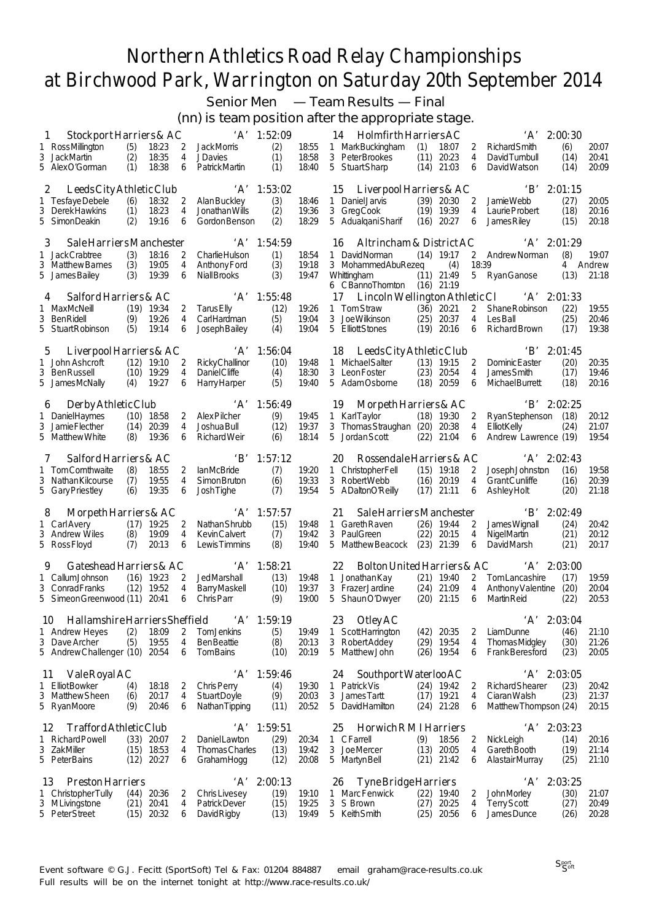# Northern Athletics Road Relay Championships

# at Birchwood Park, Warrington on Saturday 20th September 2014

## Senior Men — Team Results — Final

(nn) is team position after the appropriate stage.

**1 Stockport Harriers & AC 'A' 1:52:09**

| Leg | Name | Pos | Time | Leg | Name | Pos | Time |
|---|---|---|---|---|---|---|---|
| 1 | Ross Millington | (5) | 18:23 | 2 | Jack Morris | (2) | 18:55 |
| 3 | Jack Martin | (2) | 18:35 | 4 | J Davies | (1) | 18:58 |
| 5 | Alex O'Gorman | (1) | 18:38 | 6 | Patrick Martin | (1) | 18:40 |

**2 Leeds City Athletic Club 'A' 1:53:02**

| Leg | Name | Pos | Time | Leg | Name | Pos | Time |
|---|---|---|---|---|---|---|---|
| 1 | Tesfaye Debele | (6) | 18:32 | 2 | Alan Buckley | (3) | 18:46 |
| 3 | Derek Hawkins | (1) | 18:23 | 4 | Jonathan Wills | (2) | 19:36 |
| 5 | Simon Deakin | (2) | 19:16 | 6 | Gordon Benson | (2) | 18:29 |

**3 Sale Harriers Manchester 'A' 1:54:59**

| Leg | Name | Pos | Time | Leg | Name | Pos | Time |
|---|---|---|---|---|---|---|---|
| 1 | Jack Crabtree | (3) | 18:16 | 2 | Charlie Hulson | (1) | 18:54 |
| 3 | Matthew Barnes | (3) | 19:05 | 4 | Anthony Ford | (3) | 19:18 |
| 5 | James Bailey | (3) | 19:39 | 6 | Niall Brooks | (3) | 19:47 |

**4 Salford Harriers & AC 'A' 1:55:48**

| Leg | Name | Pos | Time | Leg | Name | Pos | Time |
|---|---|---|---|---|---|---|---|
| 1 | Max McNeill | (19) | 19:34 | 2 | Tarus Elly | (12) | 19:26 |
| 3 | Ben Ridell | (9) | 19:26 | 4 | Carl Hardman | (5) | 19:04 |
| 5 | Stuart Robinson | (5) | 19:14 | 6 | Joseph Bailey | (4) | 19:04 |

**5 Liverpool Harriers & AC 'A' 1:56:04**

| Leg | Name | Pos | Time | Leg | Name | Pos | Time |
|---|---|---|---|---|---|---|---|
| 1 | John Ashcroft | (12) | 19:10 | 2 | Ricky Challinor | (10) | 19:48 |
| 3 | Ben Russell | (10) | 19:29 | 4 | Daniel Cliffe | (4) | 18:30 |
| 5 | James McNally | (4) | 19:27 | 6 | Harry Harper | (5) | 19:40 |

**6 Derby Athletic Club 'A' 1:56:49**

| Leg | Name | Pos | Time | Leg | Name | Pos | Time |
|---|---|---|---|---|---|---|---|
| 1 | Daniel Haymes | (10) | 18:58 | 2 | Alex Pilcher | (9) | 19:45 |
| 3 | Jamie Flecther | (14) | 20:39 | 4 | Joshua Bull | (12) | 19:37 |
| 5 | Matthew White | (8) | 19:36 | 6 | Richard Weir | (6) | 18:14 |

**7 Salford Harriers & AC 'B' 1:57:12**

| Leg | Name | Pos | Time | Leg | Name | Pos | Time |
|---|---|---|---|---|---|---|---|
| 1 | Tom Cornthwaite | (8) | 18:55 | 2 | Ian McBride | (7) | 19:20 |
| 3 | Nathan Kilcourse | (7) | 19:55 | 4 | Simon Bruton | (6) | 19:33 |
| 5 | Gary Priestley | (6) | 19:35 | 6 | Josh Tighe | (7) | 19:54 |

**8 Morpeth Harriers & AC 'A' 1:57:57**

| Leg | Name | Pos | Time | Leg | Name | Pos | Time |
|---|---|---|---|---|---|---|---|
| 1 | Carl Avery | (17) | 19:25 | 2 | Nathan Shrubb | (15) | 19:48 |
| 3 | Andrew Wiles | (8) | 19:09 | 4 | Kevin Calvert | (7) | 19:42 |
| 5 | Ross Floyd | (7) | 20:13 | 6 | Lewis Timmins | (8) | 19:40 |

**9 Gateshead Harriers & AC 'A' 1:58:21**

| Leg | Name | Pos | Time | Leg | Name | Pos | Time |
|---|---|---|---|---|---|---|---|
| 1 | Callum Johnson | (16) | 19:23 | 2 | Jed Marshall | (13) | 19:48 |
| 3 | Conrad Franks | (12) | 19:52 | 4 | Barry Maskell | (10) | 19:37 |
| 5 | Simeon Greenwood | (11) | 20:41 | 6 | Chris Parr | (9) | 19:00 |

**10 Hallamshire Harriers Sheffield 'A' 1:59:19**

| Leg | Name | Pos | Time | Leg | Name | Pos | Time |
|---|---|---|---|---|---|---|---|
| 1 | Andrew Heyes | (2) | 18:09 | 2 | Tom Jenkins | (5) | 19:49 |
| 3 | Dave Archer | (5) | 19:55 | 4 | Ben Beattie | (8) | 20:13 |
| 5 | Andrew Challenger | (10) | 20:54 | 6 | Tom Bains | (10) | 20:19 |

**11 Vale Royal AC 'A' 1:59:46**

| Leg | Name | Pos | Time | Leg | Name | Pos | Time |
|---|---|---|---|---|---|---|---|
| 1 | Elliot Bowker | (4) | 18:18 | 2 | Chris Perry | (4) | 19:30 |
| 3 | Matthew Sheen | (6) | 20:17 | 4 | Stuart Doyle | (9) | 20:03 |
| 5 | Ryan Moore | (9) | 20:46 | 6 | Nathan Tipping | (11) | 20:52 |

**12 Trafford Athletic Club 'A' 1:59:51**

| Leg | Name | Pos | Time | Leg | Name | Pos | Time |
|---|---|---|---|---|---|---|---|
| 1 | Richard Powell | (33) | 20:07 | 2 | Daniel Lawton | (29) | 20:34 |
| 3 | Zak Miller | (15) | 18:53 | 4 | Thomas Charles | (13) | 19:42 |
| 5 | Peter Bains | (12) | 20:27 | 6 | Graham Hogg | (12) | 20:08 |

**13 Preston Harriers 'A' 2:00:13**

| Leg | Name | Pos | Time | Leg | Name | Pos | Time |
|---|---|---|---|---|---|---|---|
| 1 | Christopher Tully | (44) | 20:36 | 2 | Chris Livesey | (19) | 19:10 |
| 3 | M Livingstone | (21) | 20:41 | 4 | Patrick Dever | (15) | 19:25 |
| 5 | Peter Street | (15) | 20:32 | 6 | David Rigby | (13) | 19:49 |

**14 Holmfirth Harriers AC 'A' 2:00:30**

| Leg | Name | Pos | Time | Leg | Name | Pos | Time |
|---|---|---|---|---|---|---|---|
| 1 | Mark Buckingham | (1) | 18:07 | 2 | Richard Smith | (6) | 20:07 |
| 3 | Peter Brookes | (11) | 20:23 | 4 | David Turnbull | (14) | 20:41 |
| 5 | Stuart Sharp | (14) | 21:03 | 6 | David Watson | (14) | 20:09 |

**15 Liverpool Harriers & AC 'B' 2:01:15**

| Leg | Name | Pos | Time | Leg | Name | Pos | Time |
|---|---|---|---|---|---|---|---|
| 1 | Daniel Jarvis | (39) | 20:30 | 2 | Jamie Webb | (27) | 20:05 |
| 3 | Greg Cook | (19) | 19:39 | 4 | Laurie Probert | (18) | 20:16 |
| 5 | Adualqani Sharif | (16) | 20:27 | 6 | James Riley | (15) | 20:18 |

**16 Altrincham & District AC 'A' 2:01:29**

| Leg | Name | Pos | Time | Leg | Name | Pos | Time |
|---|---|---|---|---|---|---|---|
| 1 | David Norman | (14) | 19:17 | 2 | Andrew Norman | (8) | 19:07 |
| 3 | Mohammed Abu Rezeq | (4) | 18:39 | 4 | Andrew Whittingham | (11) | 21:49 |
| 5 | Ryan Ganose | (13) | 21:18 | 6 | C Banno Thornton | (16) | 21:19 |

**17 Lincoln Wellington Athletic Cl 'A' 2:01:33**

| Leg | Name | Pos | Time | Leg | Name | Pos | Time |
|---|---|---|---|---|---|---|---|
| 1 | Tom Straw | (36) | 20:21 | 2 | Shane Robinson | (22) | 19:55 |
| 3 | Joe Wilkinson | (25) | 20:37 | 4 | Les Ball | (25) | 20:46 |
| 5 | Elliott Stones | (19) | 20:16 | 6 | Richard Brown | (17) | 19:38 |

**18 Leeds City Athletic Club 'B' 2:01:45**

| Leg | Name | Pos | Time | Leg | Name | Pos | Time |
|---|---|---|---|---|---|---|---|
| 1 | Michael Salter | (13) | 19:15 | 2 | Dominic Easter | (20) | 20:35 |
| 3 | Leon Foster | (23) | 20:54 | 4 | James Smith | (17) | 19:46 |
| 5 | Adam Osborne | (18) | 20:59 | 6 | Michael Burrett | (18) | 20:16 |

**19 Morpeth Harriers & AC 'B' 2:02:25**

| Leg | Name | Pos | Time | Leg | Name | Pos | Time |
|---|---|---|---|---|---|---|---|
| 1 | Karl Taylor | (18) | 19:30 | 2 | Ryan Stephenson | (18) | 20:12 |
| 3 | Thomas Straughan | (20) | 20:38 | 4 | Elliot Kelly | (24) | 21:07 |
| 5 | Jordan Scott | (22) | 21:04 | 6 | Andrew Lawrence | (19) | 19:54 |

**20 Rossendale Harriers & AC 'A' 2:02:43**

| Leg | Name | Pos | Time | Leg | Name | Pos | Time |
|---|---|---|---|---|---|---|---|
| 1 | Christopher Fell | (15) | 19:18 | 2 | Joseph Johnston | (16) | 19:58 |
| 3 | Robert Webb | (16) | 20:19 | 4 | Grant Cunliffe | (16) | 20:39 |
| 5 | A Dalton O'Reilly | (17) | 21:11 | 6 | Ashley Holt | (20) | 21:18 |

**21 Sale Harriers Manchester 'B' 2:02:49**

| Leg | Name | Pos | Time | Leg | Name | Pos | Time |
|---|---|---|---|---|---|---|---|
| 1 | Gareth Raven | (26) | 19:44 | 2 | James Wignall | (24) | 20:42 |
| 3 | Paul Green | (22) | 20:15 | 4 | Nigel Martin | (21) | 20:12 |
| 5 | Matthew Beacock | (23) | 21:39 | 6 | David Marsh | (21) | 20:17 |

**22 Bolton United Harriers & AC 'A' 2:03:00**

| Leg | Name | Pos | Time | Leg | Name | Pos | Time |
|---|---|---|---|---|---|---|---|
| 1 | Jonathan Kay | (21) | 19:40 | 2 | Tom Lancashire | (17) | 19:59 |
| 3 | Frazer Jardine | (24) | 21:09 | 4 | Anthony Valentine | (20) | 20:04 |
| 5 | Shaun O'Dwyer | (20) | 21:15 | 6 | Martin Reid | (22) | 20:53 |

**23 Otley AC 'A' 2:03:04**

| Leg | Name | Pos | Time | Leg | Name | Pos | Time |
|---|---|---|---|---|---|---|---|
| 1 | Scott Harrington | (42) | 20:35 | 2 | Liam Dunne | (46) | 21:10 |
| 3 | Robert Addey | (29) | 19:54 | 4 | Thomas Midgley | (30) | 21:26 |
| 5 | Matthew John | (26) | 19:54 | 6 | Frank Beresford | (23) | 20:05 |

**24 Southport Waterloo AC 'A' 2:03:05**

| Leg | Name | Pos | Time | Leg | Name | Pos | Time |
|---|---|---|---|---|---|---|---|
| 1 | Patrick Vis | (24) | 19:42 | 2 | Richard Shearer | (23) | 20:42 |
| 3 | James Tartt | (17) | 19:21 | 4 | Ciaran Walsh | (23) | 21:37 |
| 5 | David Hamilton | (24) | 21:28 | 6 | Matthew Thompson | (24) | 20:15 |

**25 Horwich R M I Harriers 'A' 2:03:23**

| Leg | Name | Pos | Time | Leg | Name | Pos | Time |
|---|---|---|---|---|---|---|---|
| 1 | C Farrell | (9) | 18:56 | 2 | Nick Leigh | (14) | 20:16 |
| 3 | Joe Mercer | (13) | 20:05 | 4 | Gareth Booth | (19) | 21:14 |
| 5 | Martyn Bell | (21) | 21:42 | 6 | Alastair Murray | (25) | 21:10 |

**26 Tyne Bridge Harriers 'A' 2:03:25**

| Leg | Name | Pos | Time | Leg | Name | Pos | Time |
|---|---|---|---|---|---|---|---|
| 1 | Marc Fenwick | (22) | 19:40 | 2 | John Morley | (30) | 21:07 |
| 3 | S Brown | (27) | 20:25 | 4 | Terry Scott | (27) | 20:49 |
| 5 | Keith Smith | (25) | 20:56 | 6 | James Dunce | (26) | 20:28 |

Event software © G.J. Fecitt (SportSoft) Tel & Fax: 01204 884887 email graham@race-results.co.uk

Full results will be on the internet tonight at http://www.race-results.co.uk/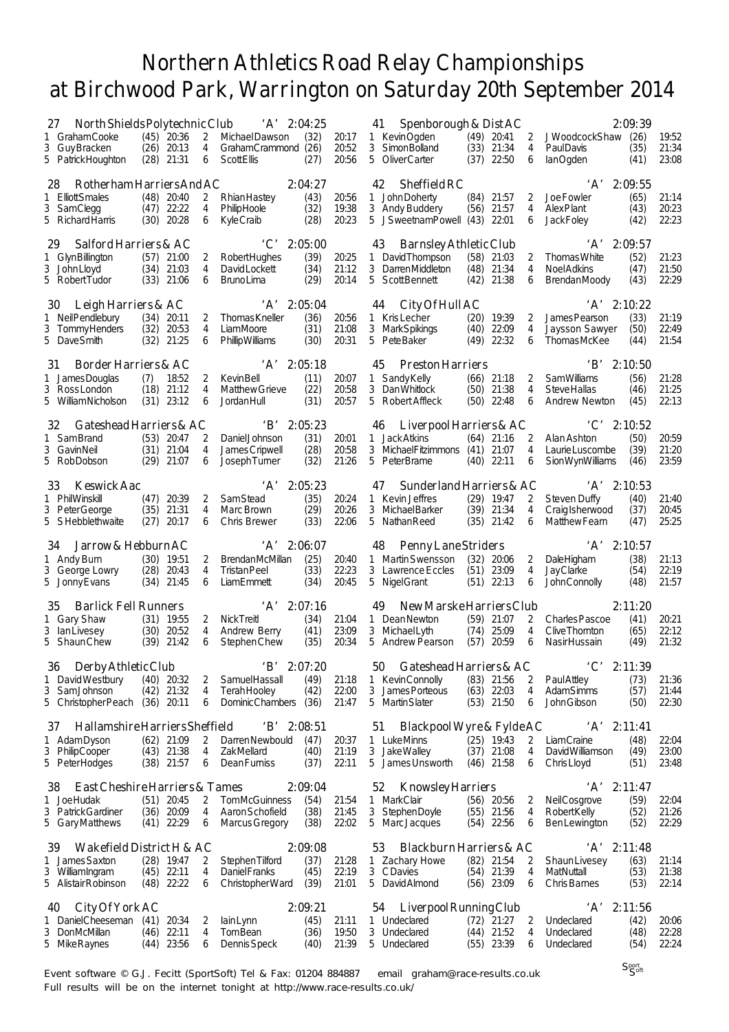# Northern Athletics Road Relay Championships
# at Birchwood Park, Warrington on Saturday 20th September 2014

### 27 North Shields Polytechnic Club 'A' 2:04:25

| Leg | Name | Pos | Time | Leg | Name | Pos | Time |
|---|---|---|---|---|---|---|---|
| 1 | Graham Cooke | (45) | 20:36 | 2 | Michael Dawson | (32) | 20:17 |
| 3 | Guy Bracken | (26) | 20:13 | 4 | Graham Crammond | (26) | 20:52 |
| 5 | Patrick Houghton | (28) | 21:31 | 6 | Scott Ellis | (27) | 20:56 |

### 28 Rotherham Harriers And AC 2:04:27

| Leg | Name | Pos | Time | Leg | Name | Pos | Time |
|---|---|---|---|---|---|---|---|
| 1 | Elliott Smales | (48) | 20:40 | 2 | Rhian Hastey | (43) | 20:56 |
| 3 | Sam Clegg | (47) | 22:22 | 4 | Philip Hoole | (32) | 19:38 |
| 5 | Richard Harris | (30) | 20:28 | 6 | Kyle Craib | (28) | 20:23 |

### 29 Salford Harriers & AC 'C' 2:05:00

| Leg | Name | Pos | Time | Leg | Name | Pos | Time |
|---|---|---|---|---|---|---|---|
| 1 | Glyn Billington | (57) | 21:00 | 2 | Robert Hughes | (39) | 20:25 |
| 3 | John Lloyd | (34) | 21:03 | 4 | David Lockett | (34) | 21:12 |
| 5 | Robert Tudor | (33) | 21:06 | 6 | Bruno Lima | (29) | 20:14 |

### 30 Leigh Harriers & AC 'A' 2:05:04

| Leg | Name | Pos | Time | Leg | Name | Pos | Time |
|---|---|---|---|---|---|---|---|
| 1 | Neil Pendlebury | (34) | 20:11 | 2 | Thomas Kneller | (36) | 20:56 |
| 3 | Tommy Henders | (32) | 20:53 | 4 | Liam Moore | (31) | 21:08 |
| 5 | Dave Smith | (32) | 21:25 | 6 | Phillip Williams | (30) | 20:31 |

### 31 Border Harriers & AC 'A' 2:05:18

| Leg | Name | Pos | Time | Leg | Name | Pos | Time |
|---|---|---|---|---|---|---|---|
| 1 | James Douglas | (7) | 18:52 | 2 | Kevin Bell | (11) | 20:07 |
| 3 | Ross London | (18) | 21:12 | 4 | Matthew Grieve | (22) | 20:58 |
| 5 | William Nicholson | (31) | 23:12 | 6 | Jordan Hull | (31) | 20:57 |

### 32 Gateshead Harriers & AC 'B' 2:05:23

| Leg | Name | Pos | Time | Leg | Name | Pos | Time |
|---|---|---|---|---|---|---|---|
| 1 | Sam Brand | (53) | 20:47 | 2 | Daniel Johnson | (31) | 20:01 |
| 3 | Gavin Neil | (31) | 21:04 | 4 | James Cripwell | (28) | 20:58 |
| 5 | Rob Dobson | (29) | 21:07 | 6 | Joseph Turner | (32) | 21:26 |

### 33 Keswick Aac 'A' 2:05:23

| Leg | Name | Pos | Time | Leg | Name | Pos | Time |
|---|---|---|---|---|---|---|---|
| 1 | Phil Winskill | (47) | 20:39 | 2 | Sam Stead | (35) | 20:24 |
| 3 | Peter George | (35) | 21:31 | 4 | Marc Brown | (29) | 20:26 |
| 5 | S Hebblethwaite | (27) | 20:17 | 6 | Chris Brewer | (33) | 22:06 |

### 34 Jarrow & Hebburn AC 'A' 2:06:07

| Leg | Name | Pos | Time | Leg | Name | Pos | Time |
|---|---|---|---|---|---|---|---|
| 1 | Andy Burn | (30) | 19:51 | 2 | Brendan McMillan | (25) | 20:40 |
| 3 | George Lowry | (28) | 20:43 | 4 | Tristan Peel | (33) | 22:23 |
| 5 | Jonny Evans | (34) | 21:45 | 6 | Liam Emmett | (34) | 20:45 |

### 35 Barlick Fell Runners 'A' 2:07:16

| Leg | Name | Pos | Time | Leg | Name | Pos | Time |
|---|---|---|---|---|---|---|---|
| 1 | Gary Shaw | (31) | 19:55 | 2 | Nick Treitl | (34) | 21:04 |
| 3 | Ian Livesey | (30) | 20:52 | 4 | Andrew Berry | (41) | 23:09 |
| 5 | Shaun Chew | (39) | 21:42 | 6 | Stephen Chew | (35) | 20:34 |

### 36 Derby Athletic Club 'B' 2:07:20

| Leg | Name | Pos | Time | Leg | Name | Pos | Time |
|---|---|---|---|---|---|---|---|
| 1 | David Westbury | (40) | 20:32 | 2 | Samuel Hassall | (49) | 21:18 |
| 3 | Sam Johnson | (42) | 21:32 | 4 | Terah Hooley | (42) | 22:00 |
| 5 | Christopher Peach | (36) | 20:11 | 6 | Dominic Chambers | (36) | 21:47 |

### 37 Hallamshire Harriers Sheffield 'B' 2:08:51

| Leg | Name | Pos | Time | Leg | Name | Pos | Time |
|---|---|---|---|---|---|---|---|
| 1 | Adam Dyson | (62) | 21:09 | 2 | Darren Newbould | (47) | 20:37 |
| 3 | Philip Cooper | (43) | 21:38 | 4 | Zak Mellard | (40) | 21:19 |
| 5 | Peter Hodges | (38) | 21:57 | 6 | Dean Furniss | (37) | 22:11 |

### 38 East Cheshire Harriers & Tames 2:09:04

| Leg | Name | Pos | Time | Leg | Name | Pos | Time |
|---|---|---|---|---|---|---|---|
| 1 | Joe Hudak | (51) | 20:45 | 2 | Tom McGuinness | (54) | 21:54 |
| 3 | Patrick Gardiner | (36) | 20:09 | 4 | Aaron Schofield | (38) | 21:45 |
| 5 | Gary Matthews | (41) | 22:29 | 6 | Marcus Gregory | (38) | 22:02 |

### 39 Wakefield District H & AC 2:09:08

| Leg | Name | Pos | Time | Leg | Name | Pos | Time |
|---|---|---|---|---|---|---|---|
| 1 | James Saxton | (28) | 19:47 | 2 | Stephen Tilford | (37) | 21:28 |
| 3 | William Ingram | (45) | 22:11 | 4 | Daniel Franks | (45) | 22:19 |
| 5 | Alistair Robinson | (48) | 22:22 | 6 | Christopher Ward | (39) | 21:01 |

### 40 City Of York AC 2:09:21

| Leg | Name | Pos | Time | Leg | Name | Pos | Time |
|---|---|---|---|---|---|---|---|
| 1 | Daniel Cheeseman | (41) | 20:34 | 2 | Iain Lynn | (45) | 21:11 |
| 3 | Don McMillan | (46) | 22:11 | 4 | Tom Bean | (36) | 19:50 |
| 5 | Mike Raynes | (44) | 23:56 | 6 | Dennis Speck | (40) | 21:39 |

### 41 Spenborough & Dist AC 2:09:39

| Leg | Name | Pos | Time | Leg | Name | Pos | Time |
|---|---|---|---|---|---|---|---|
| 1 | Kevin Ogden | (49) | 20:41 | 2 | J Woodcock Shaw | (26) | 19:52 |
| 3 | Simon Bolland | (33) | 21:34 | 4 | Paul Davis | (35) | 21:34 |
| 5 | Oliver Carter | (37) | 22:50 | 6 | Ian Ogden | (41) | 23:08 |

### 42 Sheffield RC 'A' 2:09:55

| Leg | Name | Pos | Time | Leg | Name | Pos | Time |
|---|---|---|---|---|---|---|---|
| 1 | John Doherty | (84) | 21:57 | 2 | Joe Fowler | (65) | 21:14 |
| 3 | Andy Buddery | (56) | 21:57 | 4 | Alex Plant | (43) | 20:23 |
| 5 | J Sweetnam Powell | (43) | 22:01 | 6 | Jack Foley | (42) | 22:23 |

### 43 Barnsley Athletic Club 'A' 2:09:57

| Leg | Name | Pos | Time | Leg | Name | Pos | Time |
|---|---|---|---|---|---|---|---|
| 1 | David Thompson | (58) | 21:03 | 2 | Thomas White | (52) | 21:23 |
| 3 | Darren Middleton | (48) | 21:34 | 4 | Noel Adkins | (47) | 21:50 |
| 5 | Scott Bennett | (42) | 21:38 | 6 | Brendan Moody | (43) | 22:29 |

### 44 City Of Hull AC 'A' 2:10:22

| Leg | Name | Pos | Time | Leg | Name | Pos | Time |
|---|---|---|---|---|---|---|---|
| 1 | Kris Lecher | (20) | 19:39 | 2 | James Pearson | (33) | 21:19 |
| 3 | Mark Spikings | (40) | 22:09 | 4 | Jaysson Sawyer | (50) | 22:49 |
| 5 | Pete Baker | (49) | 22:32 | 6 | Thomas McKee | (44) | 21:54 |

### 45 Preston Harriers 'B' 2:10:50

| Leg | Name | Pos | Time | Leg | Name | Pos | Time |
|---|---|---|---|---|---|---|---|
| 1 | Sandy Kelly | (66) | 21:18 | 2 | Sam Williams | (56) | 21:28 |
| 3 | Dan Whitlock | (50) | 21:38 | 4 | Steve Hallas | (46) | 21:25 |
| 5 | Robert Affleck | (50) | 22:48 | 6 | Andrew Newton | (45) | 22:13 |

### 46 Liverpool Harriers & AC 'C' 2:10:52

| Leg | Name | Pos | Time | Leg | Name | Pos | Time |
|---|---|---|---|---|---|---|---|
| 1 | Jack Atkins | (64) | 21:16 | 2 | Alan Ashton | (50) | 20:59 |
| 3 | Michael Fitzimmons | (41) | 21:07 | 4 | Laurie Luscombe | (39) | 21:20 |
| 5 | Peter Brame | (40) | 22:11 | 6 | Sion Wyn Williams | (46) | 23:59 |

### 47 Sunderland Harriers & AC 'A' 2:10:53

| Leg | Name | Pos | Time | Leg | Name | Pos | Time |
|---|---|---|---|---|---|---|---|
| 1 | Kevin Jeffres | (29) | 19:47 | 2 | Steven Duffy | (40) | 21:40 |
| 3 | Michael Barker | (39) | 21:34 | 4 | Craig Isherwood | (37) | 20:45 |
| 5 | Nathan Reed | (35) | 21:42 | 6 | Matthew Fearn | (47) | 25:25 |

### 48 Penny Lane Striders 'A' 2:10:57

| Leg | Name | Pos | Time | Leg | Name | Pos | Time |
|---|---|---|---|---|---|---|---|
| 1 | Martin Swensson | (32) | 20:06 | 2 | Dale Higham | (38) | 21:13 |
| 3 | Lawrence Eccles | (51) | 23:09 | 4 | Jay Clarke | (54) | 22:19 |
| 5 | Nigel Grant | (51) | 22:13 | 6 | John Connolly | (48) | 21:57 |

### 49 New Marske Harriers Club 2:11:20

| Leg | Name | Pos | Time | Leg | Name | Pos | Time |
|---|---|---|---|---|---|---|---|
| 1 | Dean Newton | (59) | 21:07 | 2 | Charles Pascoe | (41) | 20:21 |
| 3 | Michael Lyth | (74) | 25:09 | 4 | Clive Thornton | (65) | 22:12 |
| 5 | Andrew Pearson | (57) | 20:59 | 6 | Nasir Hussain | (49) | 21:32 |

### 50 Gateshead Harriers & AC 'C' 2:11:39

| Leg | Name | Pos | Time | Leg | Name | Pos | Time |
|---|---|---|---|---|---|---|---|
| 1 | Kevin Connolly | (83) | 21:56 | 2 | Paul Attley | (73) | 21:36 |
| 3 | James Porteous | (63) | 22:03 | 4 | Adam Simms | (57) | 21:44 |
| 5 | Martin Slater | (53) | 21:50 | 6 | John Gibson | (50) | 22:30 |

### 51 Blackpool Wyre & Fylde AC 'A' 2:11:41

| Leg | Name | Pos | Time | Leg | Name | Pos | Time |
|---|---|---|---|---|---|---|---|
| 1 | Luke Minns | (25) | 19:43 | 2 | Liam Craine | (48) | 22:04 |
| 3 | Jake Walley | (37) | 21:08 | 4 | David Williamson | (49) | 23:00 |
| 5 | James Unsworth | (46) | 21:58 | 6 | Chris Lloyd | (51) | 23:48 |

### 52 Knowsley Harriers 'A' 2:11:47

| Leg | Name | Pos | Time | Leg | Name | Pos | Time |
|---|---|---|---|---|---|---|---|
| 1 | Mark Clair | (56) | 20:56 | 2 | Neil Cosgrove | (59) | 22:04 |
| 3 | Stephen Doyle | (55) | 21:56 | 4 | Robert Kelly | (52) | 21:26 |
| 5 | Marc Jacques | (54) | 22:56 | 6 | Ben Lewington | (52) | 22:29 |

### 53 Blackburn Harriers & AC 'A' 2:11:48

| Leg | Name | Pos | Time | Leg | Name | Pos | Time |
|---|---|---|---|---|---|---|---|
| 1 | Zachary Howe | (82) | 21:54 | 2 | Shaun Livesey | (63) | 21:14 |
| 3 | C Davies | (54) | 21:39 | 4 | Mat Nuttall | (53) | 21:38 |
| 5 | David Almond | (56) | 23:09 | 6 | Chris Barnes | (53) | 22:14 |

### 54 Liverpool Running Club 'A' 2:11:56

| Leg | Name | Pos | Time | Leg | Name | Pos | Time |
|---|---|---|---|---|---|---|---|
| 1 | Undeclared | (72) | 21:27 | 2 | Undeclared | (42) | 20:06 |
| 3 | Undeclared | (44) | 21:52 | 4 | Undeclared | (48) | 22:28 |
| 5 | Undeclared | (55) | 23:39 | 6 | Undeclared | (54) | 22:24 |

Event software © G.J. Fecitt (SportSoft) Tel & Fax: 01204 884887 email graham@race-results.co.uk
Full results will be on the internet tonight at http://www.race-results.co.uk/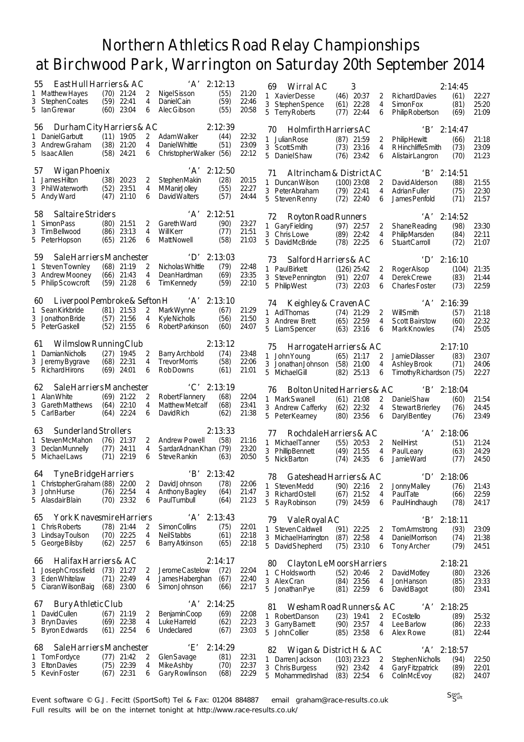# Northern Athletics Road Relay Championships
# at Birchwood Park, Warrington on Saturday 20th September 2014

### 55 East Hull Harriers & AC 'A' 2:12:13

| Leg | Name | Pos | Time | Leg | Name | Pos | Time |
|---|---|---|---|---|---|---|---|
| 1 | Matthew Hayes | (70) | 21:24 | 2 | Nigel Sisson | (55) | 21:20 |
| 3 | Stephen Coates | (59) | 22:41 | 4 | Daniel Cain | (59) | 22:46 |
| 5 | Ian Grewar | (60) | 23:04 | 6 | Alec Gibson | (55) | 20:58 |

### 56 Durham City Harriers & AC 2:12:39

| Leg | Name | Pos | Time | Leg | Name | Pos | Time |
|---|---|---|---|---|---|---|---|
| 1 | Daniel Garbutt | (11) | 19:05 | 2 | Adam Walker | (44) | 22:32 |
| 3 | Andrew Graham | (38) | 21:20 | 4 | Daniel Whittle | (51) | 23:09 |
| 5 | Isaac Allen | (58) | 24:21 | 6 | Christopher Walker | (56) | 22:12 |

### 57 Wigan Phoenix 'A' 2:12:50

| Leg | Name | Pos | Time | Leg | Name | Pos | Time |
|---|---|---|---|---|---|---|---|
| 1 | James Hilton | (38) | 20:23 | 2 | Stephen Makin | (28) | 20:15 |
| 3 | Phil Waterworth | (52) | 23:51 | 4 | M Manir Jolley | (55) | 22:27 |
| 5 | Andy Ward | (47) | 21:10 | 6 | David Walters | (57) | 24:44 |

### 58 Saltaire Striders 'A' 2:12:51

| Leg | Name | Pos | Time | Leg | Name | Pos | Time |
|---|---|---|---|---|---|---|---|
| 1 | Simon Pass | (80) | 21:51 | 2 | Gareth Ward | (90) | 23:27 |
| 3 | Tim Bellwood | (86) | 23:13 | 4 | Will Kerr | (77) | 21:51 |
| 5 | Peter Hopson | (65) | 21:26 | 6 | Matt Nowell | (58) | 21:03 |

### 59 Sale Harriers Manchester 'D' 2:13:03

| Leg | Name | Pos | Time | Leg | Name | Pos | Time |
|---|---|---|---|---|---|---|---|
| 1 | Steven Townley | (68) | 21:19 | 2 | Nicholas Whittle | (79) | 22:48 |
| 3 | Andrew Mooney | (66) | 21:43 | 4 | Dean Hardman | (69) | 23:35 |
| 5 | Philip Scowcroft | (59) | 21:28 | 6 | Tim Kennedy | (59) | 22:10 |

### 60 Liverpool Pembroke & Sefton H 'A' 2:13:10

| Leg | Name | Pos | Time | Leg | Name | Pos | Time |
|---|---|---|---|---|---|---|---|
| 1 | Sean Kirkbride | (81) | 21:53 | 2 | Mark Wynne | (67) | 21:29 |
| 3 | Jonathon Bride | (57) | 21:56 | 4 | Kyle Nicholls | (56) | 21:50 |
| 5 | Peter Gaskell | (52) | 21:55 | 6 | Robert Parkinson | (60) | 24:07 |

### 61 Wilmslow Running Club 2:13:12

| Leg | Name | Pos | Time | Leg | Name | Pos | Time |
|---|---|---|---|---|---|---|---|
| 1 | Damian Nicholls | (27) | 19:45 | 2 | Barry Archbold | (74) | 23:48 |
| 3 | Jeremy Bygrave | (68) | 22:31 | 4 | Trevor Morris | (58) | 22:06 |
| 5 | Richard Hirons | (69) | 24:01 | 6 | Rob Downs | (61) | 21:01 |

### 62 Sale Harriers Manchester 'C' 2:13:19

| Leg | Name | Pos | Time | Leg | Name | Pos | Time |
|---|---|---|---|---|---|---|---|
| 1 | Alan White | (69) | 21:22 | 2 | Robert Flannery | (68) | 22:04 |
| 3 | Gareth Matthews | (64) | 22:10 | 4 | Matthew Metcalf | (68) | 23:41 |
| 5 | Carl Barber | (64) | 22:24 | 6 | David Rich | (62) | 21:38 |

### 63 Sunderland Strollers 2:13:33

| Leg | Name | Pos | Time | Leg | Name | Pos | Time |
|---|---|---|---|---|---|---|---|
| 1 | Steven McMahon | (76) | 21:37 | 2 | Andrew Powell | (58) | 21:16 |
| 3 | Declan Munnelly | (77) | 24:11 | 4 | Sardar Adnan Khan | (79) | 23:20 |
| 5 | Michael Laws | (71) | 22:19 | 6 | Steve Rankin | (63) | 20:50 |

### 64 Tyne Bridge Harriers 'B' 2:13:42

| Leg | Name | Pos | Time | Leg | Name | Pos | Time |
|---|---|---|---|---|---|---|---|
| 1 | Christopher Graham | (88) | 22:00 | 2 | David Johnson | (78) | 22:06 |
| 3 | John Hurse | (76) | 22:54 | 4 | Anthony Bagley | (64) | 21:47 |
| 5 | Alasdair Blain | (70) | 23:32 | 6 | Paul Turnbull | (64) | 21:23 |

### 65 York Knavesmire Harriers 'A' 2:13:43

| Leg | Name | Pos | Time | Leg | Name | Pos | Time |
|---|---|---|---|---|---|---|---|
| 1 | Chris Roberts | (78) | 21:44 | 2 | Simon Collins | (75) | 22:01 |
| 3 | Lindsay Toulson | (70) | 22:25 | 4 | Neil Stabbs | (61) | 22:18 |
| 5 | George Bilsby | (62) | 22:57 | 6 | Barry Atkinson | (65) | 22:18 |

### 66 Halifax Harriers & AC 2:14:17

| Leg | Name | Pos | Time | Leg | Name | Pos | Time |
|---|---|---|---|---|---|---|---|
| 1 | Joseph Crossfield | (73) | 21:27 | 2 | Jerome Castelow | (72) | 22:04 |
| 3 | Eden Whitelaw | (71) | 22:49 | 4 | James Haberghan | (67) | 22:40 |
| 5 | Ciaran Wilson Baig | (68) | 23:00 | 6 | Simon Johnson | (66) | 22:17 |

### 67 Bury Athletic Club 'A' 2:14:25

| Leg | Name | Pos | Time | Leg | Name | Pos | Time |
|---|---|---|---|---|---|---|---|
| 1 | David Cullen | (67) | 21:19 | 2 | Benjamin Coop | (69) | 22:08 |
| 3 | Bryn Davies | (69) | 22:38 | 4 | Luke Harreld | (62) | 22:23 |
| 5 | Byron Edwards | (61) | 22:54 | 6 | Undeclared | (67) | 23:03 |

### 68 Sale Harriers Manchester 'E' 2:14:29

| Leg | Name | Pos | Time | Leg | Name | Pos | Time |
|---|---|---|---|---|---|---|---|
| 1 | Tom Fordyce | (77) | 21:42 | 2 | Glen Savage | (81) | 22:31 |
| 3 | Elton Davies | (75) | 22:39 | 4 | Mike Ashby | (70) | 22:37 |
| 5 | Kevin Foster | (67) | 22:31 | 6 | Gary Rowlinson | (68) | 22:29 |

### 69 Wirral AC 3 2:14:45

| Leg | Name | Pos | Time | Leg | Name | Pos | Time |
|---|---|---|---|---|---|---|---|
| 1 | Xavier Desse | (46) | 20:37 | 2 | Richard Davies | (61) | 22:27 |
| 3 | Stephen Spence | (61) | 22:28 | 4 | Simon Fox | (81) | 25:20 |
| 5 | Terry Roberts | (77) | 22:44 | 6 | Philip Robertson | (69) | 21:09 |

### 70 Holmfirth Harriers AC 'B' 2:14:47

| Leg | Name | Pos | Time | Leg | Name | Pos | Time |
|---|---|---|---|---|---|---|---|
| 1 | Julian Rose | (87) | 21:59 | 2 | Philip Hewitt | (66) | 21:18 |
| 3 | Scott Smith | (73) | 23:16 | 4 | R Hinchliffe Smith | (73) | 23:09 |
| 5 | Daniel Shaw | (76) | 23:42 | 6 | Alistair Langron | (70) | 21:23 |

### 71 Altrincham & District AC 'B' 2:14:51

| Leg | Name | Pos | Time | Leg | Name | Pos | Time |
|---|---|---|---|---|---|---|---|
| 1 | Duncan Wilson | (100) | 23:08 | 2 | David Alderson | (88) | 21:55 |
| 3 | Peter Abraham | (79) | 22:41 | 4 | Adrian Fuller | (75) | 22:30 |
| 5 | Steven Renny | (72) | 22:40 | 6 | James Penfold | (71) | 21:57 |

### 72 Royton Road Runners 'A' 2:14:52

| Leg | Name | Pos | Time | Leg | Name | Pos | Time |
|---|---|---|---|---|---|---|---|
| 1 | Gary Fielding | (97) | 22:57 | 2 | Shane Reading | (98) | 23:30 |
| 3 | Chris Lowe | (89) | 22:42 | 4 | Philip Marsden | (84) | 22:11 |
| 5 | David McBride | (78) | 22:25 | 6 | Stuart Carroll | (72) | 21:07 |

### 73 Salford Harriers & AC 'D' 2:16:10

| Leg | Name | Pos | Time | Leg | Name | Pos | Time |
|---|---|---|---|---|---|---|---|
| 1 | Paul Birkett | (126) | 25:42 | 2 | Roger Alsop | (104) | 21:35 |
| 3 | Steve Pennington | (91) | 22:07 | 4 | Derek Crewe | (83) | 21:44 |
| 5 | Philip West | (73) | 22:03 | 6 | Charles Foster | (73) | 22:59 |

### 74 Keighley & Craven AC 'A' 2:16:39

| Leg | Name | Pos | Time | Leg | Name | Pos | Time |
|---|---|---|---|---|---|---|---|
| 1 | Adi Thomas | (74) | 21:29 | 2 | Will Smith | (57) | 21:18 |
| 3 | Andrew Brett | (65) | 22:59 | 4 | Scott Bairstow | (60) | 22:32 |
| 5 | Liam Spencer | (63) | 23:16 | 6 | Mark Knowles | (74) | 25:05 |

### 75 Harrogate Harriers & AC 2:17:10

| Leg | Name | Pos | Time | Leg | Name | Pos | Time |
|---|---|---|---|---|---|---|---|
| 1 | John Young | (65) | 21:17 | 2 | Jamie Dilasser | (83) | 23:07 |
| 3 | Jonathan Johnson | (58) | 21:00 | 4 | Ashley Brook | (71) | 24:06 |
| 5 | Michael Gill | (82) | 25:13 | 6 | Timothy Richardson | (75) | 22:27 |

### 76 Bolton United Harriers & AC 'B' 2:18:04

| Leg | Name | Pos | Time | Leg | Name | Pos | Time |
|---|---|---|---|---|---|---|---|
| 1 | Mark Swanell | (61) | 21:08 | 2 | Daniel Shaw | (60) | 21:54 |
| 3 | Andrew Cafferky | (62) | 22:32 | 4 | Stewart Brierley | (76) | 24:45 |
| 5 | Peter Kearney | (80) | 23:56 | 6 | Daryl Bentley | (76) | 23:49 |

### 77 Rochdale Harriers & AC 'A' 2:18:06

| Leg | Name | Pos | Time | Leg | Name | Pos | Time |
|---|---|---|---|---|---|---|---|
| 1 | Michael Tanner | (55) | 20:53 | 2 | Neil Hirst | (51) | 21:24 |
| 3 | Phillip Bennett | (49) | 21:55 | 4 | Paul Leary | (63) | 24:29 |
| 5 | Nick Barton | (74) | 24:35 | 6 | Jamie Ward | (77) | 24:50 |

### 78 Gateshead Harriers & AC 'D' 2:18:06

| Leg | Name | Pos | Time | Leg | Name | Pos | Time |
|---|---|---|---|---|---|---|---|
| 1 | Steven Medd | (90) | 22:16 | 2 | Jonny Malley | (76) | 21:43 |
| 3 | Richard Ostell | (67) | 21:52 | 4 | Paul Tate | (66) | 22:59 |
| 5 | Ray Robinson | (79) | 24:59 | 6 | Paul Hindhaugh | (78) | 24:17 |

### 79 Vale Royal AC 'B' 2:18:11

| Leg | Name | Pos | Time | Leg | Name | Pos | Time |
|---|---|---|---|---|---|---|---|
| 1 | Steven Caldwell | (91) | 22:25 | 2 | Tom Armstrong | (93) | 23:09 |
| 3 | Michael Harrington | (87) | 22:58 | 4 | Daniel Morrison | (74) | 21:38 |
| 5 | David Shepherd | (75) | 23:10 | 6 | Tony Archer | (79) | 24:51 |

### 80 Clayton Le Moors Harriers 2:18:21

| Leg | Name | Pos | Time | Leg | Name | Pos | Time |
|---|---|---|---|---|---|---|---|
| 1 | C Holdsworth | (52) | 20:46 | 2 | David Motley | (80) | 23:26 |
| 3 | Alex Cran | (84) | 23:56 | 4 | Jon Hanson | (85) | 23:33 |
| 5 | Jonathan Pye | (81) | 22:59 | 6 | David Bagot | (80) | 23:41 |

### 81 Wesham Road Runners & AC 'A' 2:18:25

| Leg | Name | Pos | Time | Leg | Name | Pos | Time |
|---|---|---|---|---|---|---|---|
| 1 | Robert Danson | (23) | 19:41 | 2 | E Costello | (89) | 25:32 |
| 3 | Garry Barnett | (90) | 23:57 | 4 | Lee Barlow | (86) | 22:33 |
| 5 | John Collier | (85) | 23:58 | 6 | Alex Rowe | (81) | 22:44 |

### 82 Wigan & District H & AC 'A' 2:18:57

| Leg | Name | Pos | Time | Leg | Name | Pos | Time |
|---|---|---|---|---|---|---|---|
| 1 | Darren Jackson | (103) | 23:23 | 2 | Stephen Nicholls | (94) | 22:50 |
| 3 | Chris Burgess | (92) | 23:42 | 4 | Gary Fitzpatrick | (89) | 22:01 |
| 5 | Mohammed Irshad | (83) | 22:54 | 6 | Colin McEvoy | (82) | 24:07 |

Event software © G.J. Fecitt (SportSoft) Tel & Fax: 01204 884887 email graham@race-results.co.uk
Full results will be on the internet tonight at http://www.race-results.co.uk/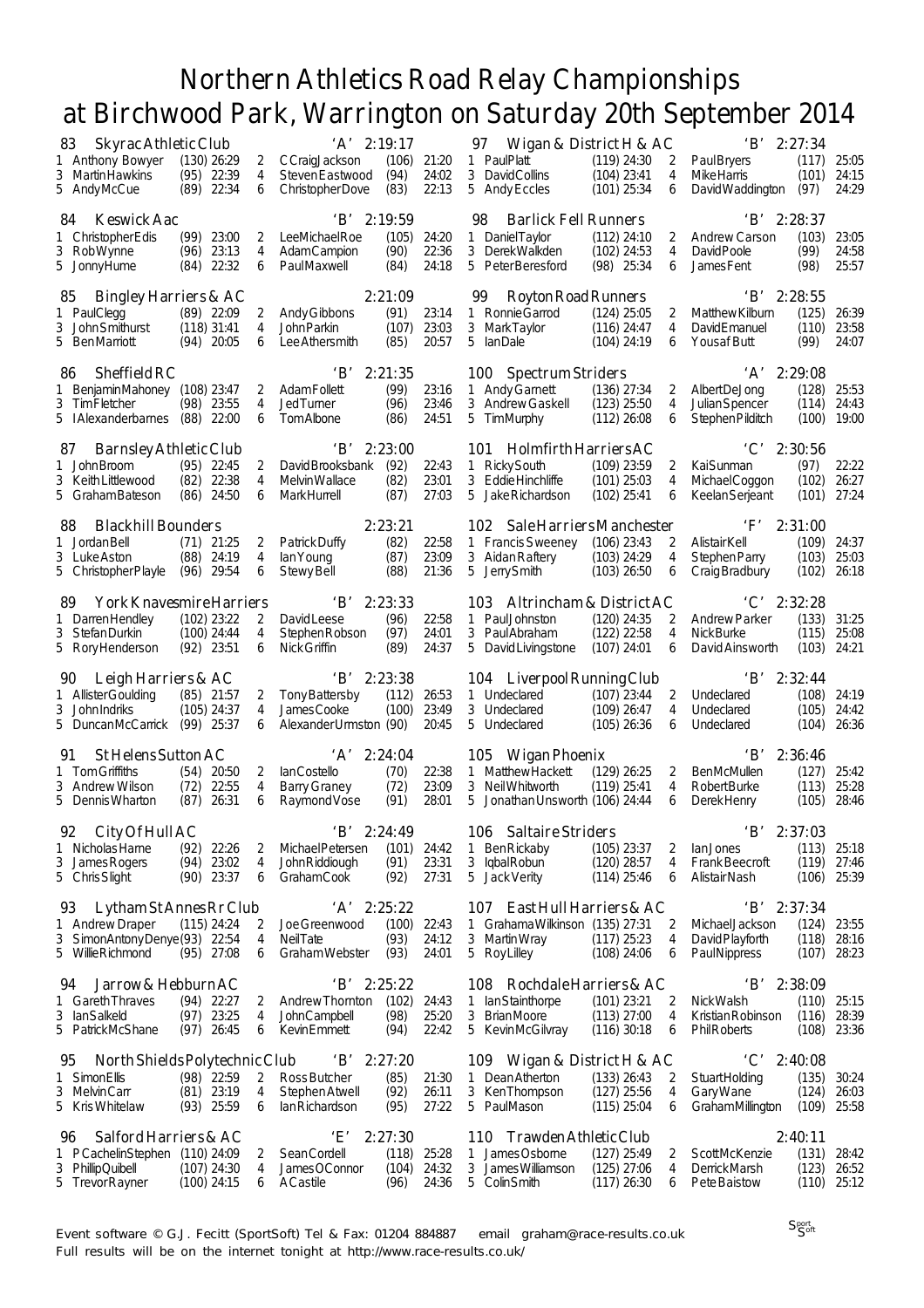# Northern Athletics Road Relay Championships
# at Birchwood Park, Warrington on Saturday 20th September 2014

**83 Skyrac Athletic Club 'A' 2:19:17**

| Leg | Name | Pos | Time | Leg | Name | Pos | Time |
|---|---|---|---|---|---|---|---|
| 1 | Anthony Bowyer | (130) | 26:29 | 2 | C Craig Jackson | (106) | 21:20 |
| 3 | Martin Hawkins | (95) | 22:39 | 4 | Steven Eastwood | (94) | 24:02 |
| 5 | Andy McCue | (89) | 22:34 | 6 | Christopher Dove | (83) | 22:13 |

**84 Keswick Aac 'B' 2:19:59**

| Leg | Name | Pos | Time | Leg | Name | Pos | Time |
|---|---|---|---|---|---|---|---|
| 1 | Christopher Edis | (99) | 23:00 | 2 | Lee Michael Roe | (105) | 24:20 |
| 3 | Rob Wynne | (96) | 23:13 | 4 | Adam Campion | (90) | 22:36 |
| 5 | Jonny Hume | (84) | 22:32 | 6 | Paul Maxwell | (84) | 24:18 |

**85 Bingley Harriers & AC 2:21:09**

| Leg | Name | Pos | Time | Leg | Name | Pos | Time |
|---|---|---|---|---|---|---|---|
| 1 | Paul Clegg | (89) | 22:09 | 2 | Andy Gibbons | (91) | 23:14 |
| 3 | John Smithurst | (118) | 31:41 | 4 | John Parkin | (107) | 23:03 |
| 5 | Ben Marriott | (94) | 20:05 | 6 | Lee Athersmith | (85) | 20:57 |

**86 Sheffield RC 'B' 2:21:35**

| Leg | Name | Pos | Time | Leg | Name | Pos | Time |
|---|---|---|---|---|---|---|---|
| 1 | Benjamin Mahoney | (108) | 23:47 | 2 | Adam Follett | (99) | 23:16 |
| 3 | Tim Fletcher | (98) | 23:55 | 4 | Jed Turner | (96) | 23:46 |
| 5 | I Alexanderbarnes | (88) | 22:00 | 6 | Tom Albone | (86) | 24:51 |

**87 Barnsley Athletic Club 'B' 2:23:00**

| Leg | Name | Pos | Time | Leg | Name | Pos | Time |
|---|---|---|---|---|---|---|---|
| 1 | John Broom | (95) | 22:45 | 2 | David Brooksbank | (92) | 22:43 |
| 3 | Keith Littlewood | (82) | 22:38 | 4 | Melvin Wallace | (82) | 23:01 |
| 5 | Graham Bateson | (86) | 24:50 | 6 | Mark Hurrell | (87) | 27:03 |

**88 Blackhill Bounders 2:23:21**

| Leg | Name | Pos | Time | Leg | Name | Pos | Time |
|---|---|---|---|---|---|---|---|
| 1 | Jordan Bell | (71) | 21:25 | 2 | Patrick Duffy | (82) | 22:58 |
| 3 | Luke Aston | (88) | 24:19 | 4 | Ian Young | (87) | 23:09 |
| 5 | Christopher Playle | (96) | 29:54 | 6 | Stewy Bell | (88) | 21:36 |

**89 York Knavesmire Harriers 'B' 2:23:33**

| Leg | Name | Pos | Time | Leg | Name | Pos | Time |
|---|---|---|---|---|---|---|---|
| 1 | Darren Hendley | (102) | 23:22 | 2 | David Leese | (96) | 22:58 |
| 3 | Stefan Durkin | (100) | 24:44 | 4 | Stephen Robson | (97) | 24:01 |
| 5 | Rory Henderson | (92) | 23:51 | 6 | Nick Griffin | (89) | 24:37 |

**90 Leigh Harriers & AC 'B' 2:23:38**

| Leg | Name | Pos | Time | Leg | Name | Pos | Time |
|---|---|---|---|---|---|---|---|
| 1 | Allister Goulding | (85) | 21:57 | 2 | Tony Battersby | (112) | 26:53 |
| 3 | John Indriks | (105) | 24:37 | 4 | James Cooke | (100) | 23:49 |
| 5 | Duncan McCarrick | (99) | 25:37 | 6 | Alexander Urmston | (90) | 20:45 |

**91 St Helens Sutton AC 'A' 2:24:04**

| Leg | Name | Pos | Time | Leg | Name | Pos | Time |
|---|---|---|---|---|---|---|---|
| 1 | Tom Griffiths | (54) | 20:50 | 2 | Ian Costello | (70) | 22:38 |
| 3 | Andrew Wilson | (72) | 22:55 | 4 | Barry Graney | (72) | 23:09 |
| 5 | Dennis Wharton | (87) | 26:31 | 6 | Raymond Vose | (91) | 28:01 |

**92 City Of Hull AC 'B' 2:24:49**

| Leg | Name | Pos | Time | Leg | Name | Pos | Time |
|---|---|---|---|---|---|---|---|
| 1 | Nicholas Harne | (92) | 22:26 | 2 | Michael Petersen | (101) | 24:42 |
| 3 | James Rogers | (94) | 23:02 | 4 | John Riddiough | (91) | 23:31 |
| 5 | Chris Slight | (90) | 23:37 | 6 | Graham Cook | (92) | 27:31 |

**93 Lytham St Annes Rr Club 'A' 2:25:22**

| Leg | Name | Pos | Time | Leg | Name | Pos | Time |
|---|---|---|---|---|---|---|---|
| 1 | Andrew Draper | (115) | 24:24 | 2 | Joe Greenwood | (100) | 22:43 |
| 3 | Simon Antony Denye | (93) | 22:54 | 4 | Neil Tate | (93) | 24:12 |
| 5 | Willie Richmond | (95) | 27:08 | 6 | Graham Webster | (93) | 24:01 |

**94 Jarrow & Hebburn AC 'B' 2:25:22**

| Leg | Name | Pos | Time | Leg | Name | Pos | Time |
|---|---|---|---|---|---|---|---|
| 1 | Gareth Thraves | (94) | 22:27 | 2 | Andrew Thornton | (102) | 24:43 |
| 3 | Ian Salkeld | (97) | 23:25 | 4 | John Campbell | (98) | 25:20 |
| 5 | Patrick McShane | (97) | 26:45 | 6 | Kevin Emmett | (94) | 22:42 |

**95 North Shields Polytechnic Club 'B' 2:27:20**

| Leg | Name | Pos | Time | Leg | Name | Pos | Time |
|---|---|---|---|---|---|---|---|
| 1 | Simon Ellis | (98) | 22:59 | 2 | Ross Butcher | (85) | 21:30 |
| 3 | Melvin Carr | (81) | 23:19 | 4 | Stephen Atwell | (92) | 26:11 |
| 5 | Kris Whitelaw | (93) | 25:59 | 6 | Ian Richardson | (95) | 27:22 |

**96 Salford Harriers & AC 'E' 2:27:30**

| Leg | Name | Pos | Time | Leg | Name | Pos | Time |
|---|---|---|---|---|---|---|---|
| 1 | P Cachelin Stephen | (110) | 24:09 | 2 | Sean Cordell | (118) | 25:28 |
| 3 | Phillip Quibell | (107) | 24:30 | 4 | James OConnor | (104) | 24:32 |
| 5 | Trevor Rayner | (100) | 24:15 | 6 | A Castile | (96) | 24:36 |

**97 Wigan & District H & AC 'B' 2:27:34**

| Leg | Name | Pos | Time | Leg | Name | Pos | Time |
|---|---|---|---|---|---|---|---|
| 1 | Paul Platt | (119) | 24:30 | 2 | Paul Bryers | (117) | 25:05 |
| 3 | David Collins | (104) | 23:41 | 4 | Mike Harris | (101) | 24:15 |
| 5 | Andy Eccles | (101) | 25:34 | 6 | David Waddington | (97) | 24:29 |

**98 Barlick Fell Runners 'B' 2:28:37**

| Leg | Name | Pos | Time | Leg | Name | Pos | Time |
|---|---|---|---|---|---|---|---|
| 1 | Daniel Taylor | (112) | 24:10 | 2 | Andrew Carson | (103) | 23:05 |
| 3 | Derek Walkden | (102) | 24:53 | 4 | David Poole | (99) | 24:58 |
| 5 | Peter Beresford | (98) | 25:34 | 6 | James Fent | (98) | 25:57 |

**99 Royton Road Runners 'B' 2:28:55**

| Leg | Name | Pos | Time | Leg | Name | Pos | Time |
|---|---|---|---|---|---|---|---|
| 1 | Ronnie Garrod | (124) | 25:05 | 2 | Matthew Kilburn | (125) | 26:39 |
| 3 | Mark Taylor | (116) | 24:47 | 4 | David Emanuel | (110) | 23:58 |
| 5 | Ian Dale | (104) | 24:19 | 6 | Yousaf Butt | (99) | 24:07 |

**100 Spectrum Striders 'A' 2:29:08**

| Leg | Name | Pos | Time | Leg | Name | Pos | Time |
|---|---|---|---|---|---|---|---|
| 1 | Andy Garnett | (136) | 27:34 | 2 | Albert De Jong | (128) | 25:53 |
| 3 | Andrew Gaskell | (123) | 25:50 | 4 | Julian Spencer | (114) | 24:43 |
| 5 | Tim Murphy | (112) | 26:08 | 6 | Stephen Pilditch | (100) | 19:00 |

**101 Holmfirth Harriers AC 'C' 2:30:56**

| Leg | Name | Pos | Time | Leg | Name | Pos | Time |
|---|---|---|---|---|---|---|---|
| 1 | Ricky South | (109) | 23:59 | 2 | Kai Sunman | (97) | 22:22 |
| 3 | Eddie Hinchliffe | (101) | 25:03 | 4 | Michael Coggon | (102) | 26:27 |
| 5 | Jake Richardson | (102) | 25:41 | 6 | Keelan Serjeant | (101) | 27:24 |

**102 Sale Harriers Manchester 'F' 2:31:00**

| Leg | Name | Pos | Time | Leg | Name | Pos | Time |
|---|---|---|---|---|---|---|---|
| 1 | Francis Sweeney | (106) | 23:43 | 2 | Alistair Kell | (109) | 24:37 |
| 3 | Aidan Raftery | (103) | 24:29 | 4 | Stephen Parry | (103) | 25:03 |
| 5 | Jerry Smith | (103) | 26:50 | 6 | Craig Bradbury | (102) | 26:18 |

**103 Altrincham & District AC 'C' 2:32:28**

| Leg | Name | Pos | Time | Leg | Name | Pos | Time |
|---|---|---|---|---|---|---|---|
| 1 | Paul Johnston | (120) | 24:35 | 2 | Andrew Parker | (133) | 31:25 |
| 3 | Paul Abraham | (122) | 22:58 | 4 | Nick Burke | (115) | 25:08 |
| 5 | David Livingstone | (107) | 24:01 | 6 | David Ainsworth | (103) | 24:21 |

**104 Liverpool Running Club 'B' 2:32:44**

| Leg | Name | Pos | Time | Leg | Name | Pos | Time |
|---|---|---|---|---|---|---|---|
| 1 | Undeclared | (107) | 23:44 | 2 | Undeclared | (108) | 24:19 |
| 3 | Undeclared | (109) | 26:47 | 4 | Undeclared | (105) | 24:42 |
| 5 | Undeclared | (105) | 26:36 | 6 | Undeclared | (104) | 26:36 |

**105 Wigan Phoenix 'B' 2:36:46**

| Leg | Name | Pos | Time | Leg | Name | Pos | Time |
|---|---|---|---|---|---|---|---|
| 1 | Matthew Hackett | (129) | 26:25 | 2 | Ben McMullen | (127) | 25:42 |
| 3 | Neil Whitworth | (119) | 25:41 | 4 | Robert Burke | (113) | 25:28 |
| 5 | Jonathan Unsworth | (106) | 24:44 | 6 | Derek Henry | (105) | 28:46 |

**106 Saltaire Striders 'B' 2:37:03**

| Leg | Name | Pos | Time | Leg | Name | Pos | Time |
|---|---|---|---|---|---|---|---|
| 1 | Ben Rickaby | (105) | 23:37 | 2 | Ian Jones | (113) | 25:18 |
| 3 | Iqbal Robun | (120) | 28:57 | 4 | Frank Beecroft | (119) | 27:46 |
| 5 | Jack Verity | (114) | 25:46 | 6 | Alistair Nash | (106) | 25:39 |

**107 East Hull Harriers & AC 'B' 2:37:34**

| Leg | Name | Pos | Time | Leg | Name | Pos | Time |
|---|---|---|---|---|---|---|---|
| 1 | Grahama Wilkinson | (135) | 27:31 | 2 | Michael Jackson | (124) | 23:55 |
| 3 | Martin Wray | (117) | 25:23 | 4 | David Playforth | (118) | 28:16 |
| 5 | Roy Lilley | (108) | 24:06 | 6 | Paul Nippress | (107) | 28:23 |

**108 Rochdale Harriers & AC 'B' 2:38:09**

| Leg | Name | Pos | Time | Leg | Name | Pos | Time |
|---|---|---|---|---|---|---|---|
| 1 | Ian Stainthorpe | (101) | 23:21 | 2 | Nick Walsh | (110) | 25:15 |
| 3 | Brian Moore | (113) | 27:00 | 4 | Kristian Robinson | (116) | 28:39 |
| 5 | Kevin McGilvray | (116) | 30:18 | 6 | Phil Roberts | (108) | 23:36 |

**109 Wigan & District H & AC 'C' 2:40:08**

| Leg | Name | Pos | Time | Leg | Name | Pos | Time |
|---|---|---|---|---|---|---|---|
| 1 | Dean Atherton | (133) | 26:43 | 2 | Stuart Holding | (135) | 30:24 |
| 3 | Ken Thompson | (127) | 25:56 | 4 | Gary Wane | (124) | 26:03 |
| 5 | Paul Mason | (115) | 25:04 | 6 | Graham Millington | (109) | 25:58 |

**110 Trawden Athletic Club 2:40:11**

| Leg | Name | Pos | Time | Leg | Name | Pos | Time |
|---|---|---|---|---|---|---|---|
| 1 | James Osborne | (127) | 25:49 | 2 | Scott McKenzie | (131) | 28:42 |
| 3 | James Williamson | (125) | 27:06 | 4 | Derrick Marsh | (123) | 26:52 |
| 5 | Colin Smith | (117) | 26:30 | 6 | Pete Baistow | (110) | 25:12 |

Event software © G.J. Fecitt (SportSoft) Tel & Fax: 01204 884887 email graham@race-results.co.uk
Full results will be on the internet tonight at http://www.race-results.co.uk/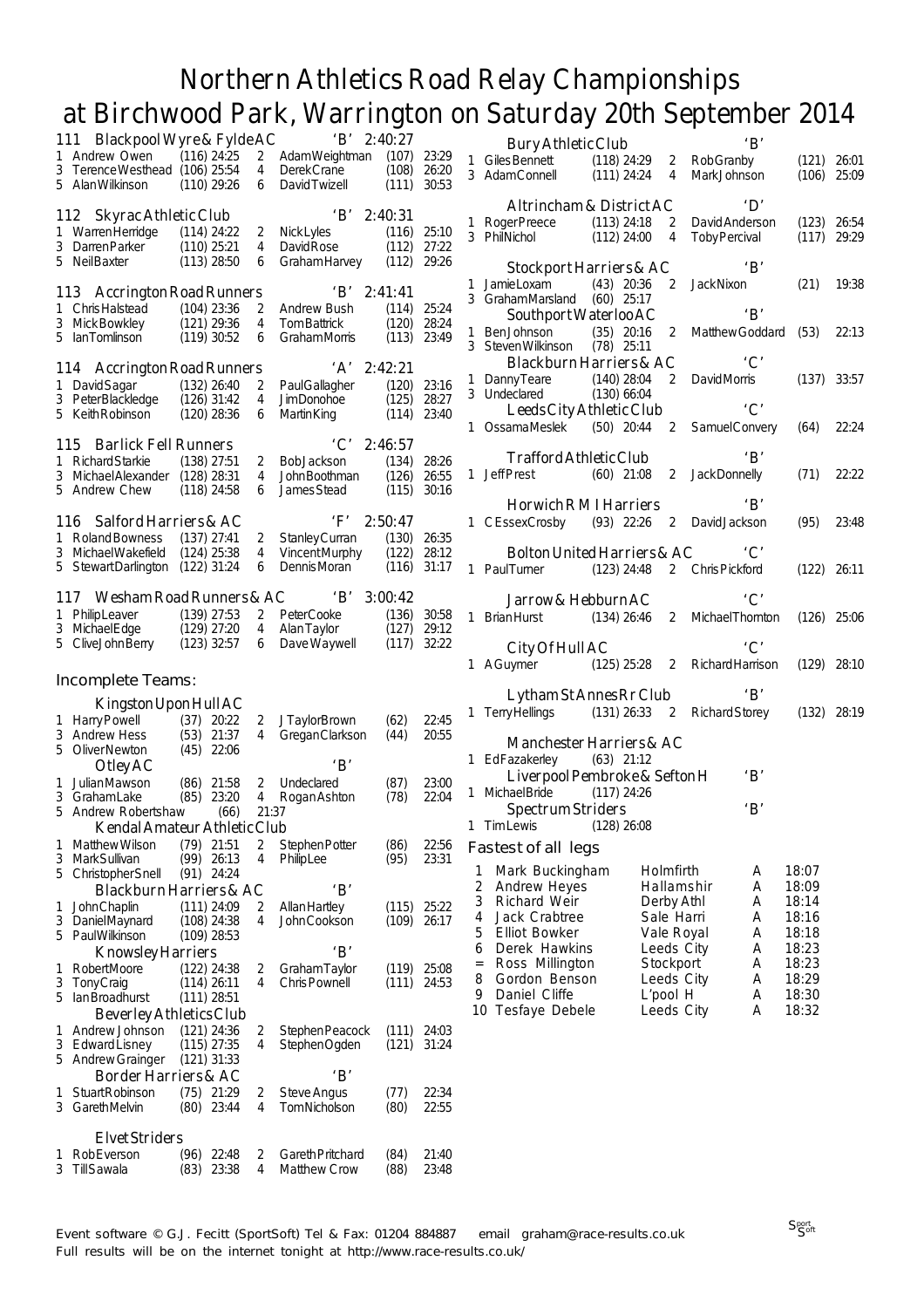# Northern Athletics Road Relay Championships
# at Birchwood Park, Warrington on Saturday 20th September 2014

**111 Blackpool Wyre & Fylde AC 'B' 2:40:27**

| | | | | | | |
|---|---|---|---|---|---|---|
| 1 | Andrew Owen | (116) 24:25 | 2 | Adam Weightman | (107) | 23:29 |
| 3 | Terence Westhead | (106) 25:54 | 4 | Derek Crane | (108) | 26:20 |
| 5 | Alan Wilkinson | (110) 29:26 | 6 | David Twizell | (111) | 30:53 |

**112 Skyrac Athletic Club 'B' 2:40:31**

| | | | | | | |
|---|---|---|---|---|---|---|
| 1 | Warren Herridge | (114) 24:22 | 2 | Nick Lyles | (116) | 25:10 |
| 3 | Darren Parker | (110) 25:21 | 4 | David Rose | (112) | 27:22 |
| 5 | Neil Baxter | (113) 28:50 | 6 | Graham Harvey | (112) | 29:26 |

**113 Accrington Road Runners 'B' 2:41:41**

| | | | | | | |
|---|---|---|---|---|---|---|
| 1 | Chris Halstead | (104) 23:36 | 2 | Andrew Bush | (114) | 25:24 |
| 3 | Mick Bowkley | (121) 29:36 | 4 | Tom Battrick | (120) | 28:24 |
| 5 | Ian Tomlinson | (119) 30:52 | 6 | Graham Morris | (113) | 23:49 |

**114 Accrington Road Runners 'A' 2:42:21**

| | | | | | | |
|---|---|---|---|---|---|---|
| 1 | David Sagar | (132) 26:40 | 2 | Paul Gallagher | (120) | 23:16 |
| 3 | Peter Blackledge | (126) 31:42 | 4 | Jim Donohoe | (125) | 28:27 |
| 5 | Keith Robinson | (120) 28:36 | 6 | Martin King | (114) | 23:40 |

**115 Barlick Fell Runners 'C' 2:46:57**

| | | | | | | |
|---|---|---|---|---|---|---|
| 1 | Richard Starkie | (138) 27:51 | 2 | Bob Jackson | (134) | 28:26 |
| 3 | Michael Alexander | (128) 28:31 | 4 | John Boothman | (126) | 26:55 |
| 5 | Andrew Chew | (118) 24:58 | 6 | James Stead | (115) | 30:16 |

**116 Salford Harriers & AC 'F' 2:50:47**

| | | | | | | |
|---|---|---|---|---|---|---|
| 1 | Roland Bowness | (137) 27:41 | 2 | Stanley Curran | (130) | 26:35 |
| 3 | Michael Wakefield | (124) 25:38 | 4 | Vincent Murphy | (122) | 28:12 |
| 5 | Stewart Darlington | (122) 31:24 | 6 | Dennis Moran | (116) | 31:17 |

**117 Wesham Road Runners & AC 'B' 3:00:42**

| | | | | | | |
|---|---|---|---|---|---|---|
| 1 | Philip Leaver | (139) 27:53 | 2 | Peter Cooke | (136) | 30:58 |
| 3 | Michael Edge | (129) 27:20 | 4 | Alan Taylor | (127) | 29:12 |
| 5 | Clive John Berry | (123) 32:57 | 6 | Dave Waywell | (117) | 32:22 |

## Incomplete Teams:

**Kingston Upon Hull AC**

| | | | | | | |
|---|---|---|---|---|---|---|
| 1 | Harry Powell | (37) 20:22 | 2 | J Taylor Brown | (62) | 22:45 |
| 3 | Andrew Hess | (53) 21:37 | 4 | Gregan Clarkson | (44) | 20:55 |
| 5 | Oliver Newton | (45) 22:06 | | | | |

**Otley AC 'B'**

| | | | | | | |
|---|---|---|---|---|---|---|
| 1 | Julian Mawson | (86) 21:58 | 2 | Undeclared | (87) | 23:00 |
| 3 | Graham Lake | (85) 23:20 | 4 | Rogan Ashton | (78) | 22:04 |
| 5 | Andrew Robertshaw | (66) 21:37 | | | | |

**Kendal Amateur Athletic Club**

| | | | | | | |
|---|---|---|---|---|---|---|
| 1 | Matthew Wilson | (79) 21:51 | 2 | Stephen Potter | (86) | 22:56 |
| 3 | Mark Sullivan | (99) 26:13 | 4 | Philip Lee | (95) | 23:31 |
| 5 | Christopher Snell | (91) 24:24 | | | | |

**Blackburn Harriers & AC 'B'**

| | | | | | | |
|---|---|---|---|---|---|---|
| 1 | John Chaplin | (111) 24:09 | 2 | Allan Hartley | (115) | 25:22 |
| 3 | Daniel Maynard | (108) 24:38 | 4 | John Cookson | (109) | 26:17 |
| 5 | Paul Wilkinson | (109) 28:53 | | | | |

**Knowsley Harriers 'B'**

| | | | | | | |
|---|---|---|---|---|---|---|
| 1 | Robert Moore | (122) 24:38 | 2 | Graham Taylor | (119) | 25:08 |
| 3 | Tony Craig | (114) 26:11 | 4 | Chris Pownell | (111) | 24:53 |
| 5 | Ian Broadhurst | (111) 28:51 | | | | |

**Beverley Athletics Club**

| | | | | | | |
|---|---|---|---|---|---|---|
| 1 | Andrew Johnson | (121) 24:36 | 2 | Stephen Peacock | (111) | 24:03 |
| 3 | Edward Lisney | (115) 27:35 | 4 | Stephen Ogden | (121) | 31:24 |
| 5 | Andrew Grainger | (121) 31:33 | | | | |

**Border Harriers & AC 'B'**

| | | | | | | |
|---|---|---|---|---|---|---|
| 1 | Stuart Robinson | (75) 21:29 | 2 | Steve Angus | (77) | 22:34 |
| 3 | Gareth Melvin | (80) 23:44 | 4 | Tom Nicholson | (80) | 22:55 |

**Elvet Striders**

| | | | | | | |
|---|---|---|---|---|---|---|
| 1 | Rob Everson | (96) 22:48 | 2 | Gareth Pritchard | (84) | 21:40 |
| 3 | Till Sawala | (83) 23:38 | 4 | Matthew Crow | (88) | 23:48 |

**Bury Athletic Club 'B'**

| | | | | | | |
|---|---|---|---|---|---|---|
| 1 | Giles Bennett | (118) 24:29 | 2 | Rob Granby | (121) | 26:01 |
| 3 | Adam Connell | (111) 24:24 | 4 | Mark Johnson | (106) | 25:09 |

**Altrincham & District AC 'D'**

| | | | | | | |
|---|---|---|---|---|---|---|
| 1 | Roger Preece | (113) 24:18 | 2 | David Anderson | (123) | 26:54 |
| 3 | Phil Nichol | (112) 24:00 | 4 | Toby Percival | (117) | 29:29 |

**Stockport Harriers & AC 'B'**

| | | | | | | |
|---|---|---|---|---|---|---|
| 1 | Jamie Loxam | (43) 20:36 | 2 | Jack Nixon | (21) | 19:38 |
| 3 | Graham Marsland | (60) 25:17 | | | | |

**Southport Waterloo AC 'B'**

| | | | | | | |
|---|---|---|---|---|---|---|
| 1 | Ben Johnson | (35) 20:16 | 2 | Matthew Goddard | (53) | 22:13 |
| 3 | Steven Wilkinson | (78) 25:11 | | | | |

**Blackburn Harriers & AC 'C'**

| | | | | | | |
|---|---|---|---|---|---|---|
| 1 | Danny Teare | (140) 28:04 | 2 | David Morris | (137) | 33:57 |
| 3 | Undeclared | (130) 66:04 | | | | |

**Leeds City Athletic Club 'C'**

| | | | | | | |
|---|---|---|---|---|---|---|
| 1 | Ossama Meslek | (50) 20:44 | 2 | Samuel Convery | (64) | 22:24 |

**Trafford Athletic Club 'B'**

| | | | | | | |
|---|---|---|---|---|---|---|
| 1 | Jeff Prest | (60) 21:08 | 2 | Jack Donnelly | (71) | 22:22 |

**Horwich R M I Harriers 'B'**

| | | | | | | |
|---|---|---|---|---|---|---|
| 1 | C Essex Crosby | (93) 22:26 | 2 | David Jackson | (95) | 23:48 |

**Bolton United Harriers & AC 'C'**

| | | | | | | |
|---|---|---|---|---|---|---|
| 1 | Paul Turner | (123) 24:48 | 2 | Chris Pickford | (122) | 26:11 |

**Jarrow & Hebburn AC 'C'**

| | | | | | | |
|---|---|---|---|---|---|---|
| 1 | Brian Hurst | (134) 26:46 | 2 | Michael Thornton | (126) | 25:06 |

**City Of Hull AC 'C'**

| | | | | | | |
|---|---|---|---|---|---|---|
| 1 | A Guymer | (125) 25:28 | 2 | Richard Harrison | (129) | 28:10 |

**Lytham St Annes Rr Club 'B'**

| | | | | | | |
|---|---|---|---|---|---|---|
| 1 | Terry Hellings | (131) 26:33 | 2 | Richard Storey | (132) | 28:19 |

**Manchester Harriers & AC**

1 Ed Fazakerley (63) 21:12

**Liverpool Pembroke & Sefton H 'B'**

1 Michael Bride (117) 24:26

**Spectrum Striders 'B'**

1 Tim Lewis (128) 26:08

## Fastest of all legs

| | | | | |
|---|---|---|---|---|
| 1 | Mark Buckingham | Holmfirth | A | 18:07 |
| 2 | Andrew Heyes | Hallamshir | A | 18:09 |
| 3 | Richard Weir | Derby Athl | A | 18:14 |
| 4 | Jack Crabtree | Sale Harri | A | 18:16 |
| 5 | Elliot Bowker | Vale Royal | A | 18:18 |
| 6 | Derek Hawkins | Leeds City | A | 18:23 |
| = | Ross Millington | Stockport | A | 18:23 |
| 8 | Gordon Benson | Leeds City | A | 18:29 |
| 9 | Daniel Cliffe | L'pool H | A | 18:30 |
| 10 | Tesfaye Debele | Leeds City | A | 18:32 |

Event software © G.J. Fecitt (SportSoft) Tel & Fax: 01204 884887 email graham@race-results.co.uk
Full results will be on the internet tonight at http://www.race-results.co.uk/